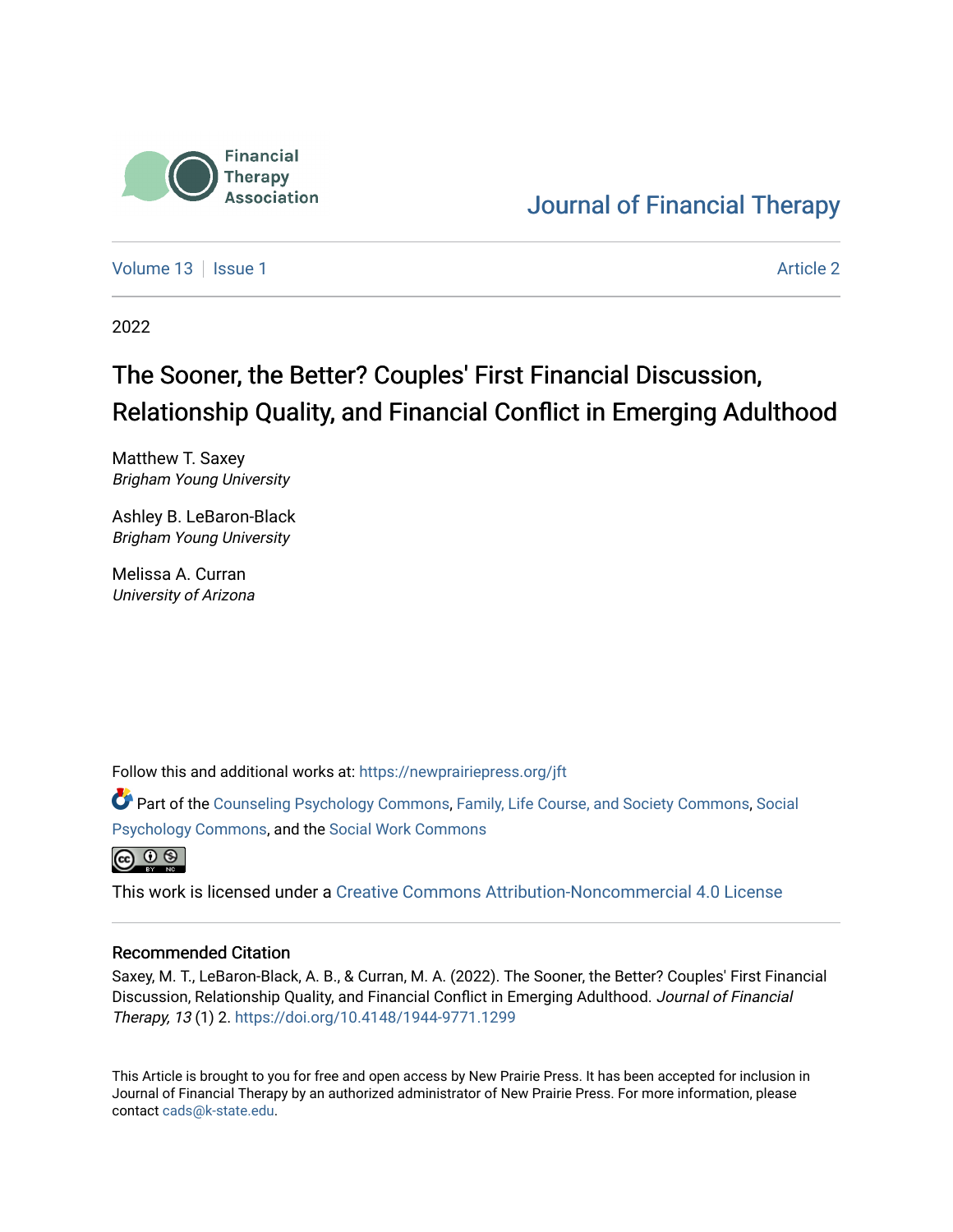Financial Therapy Association

Journal of Financial Therapy

Volume 13 | Issue 1 | Article 2

2022

# The Sooner, the Better? Couples' First Financial Discussion, Relationship Quality, and Financial Conflict in Emerging Adulthood

Matthew T. Saxey
*Brigham Young University*

Ashley B. LeBaron-Black
*Brigham Young University*

Melissa A. Curran
*University of Arizona*

Follow this and additional works at: https://newprairiepress.org/jft

Part of the Counseling Psychology Commons, Family, Life Course, and Society Commons, Social Psychology Commons, and the Social Work Commons

This work is licensed under a Creative Commons Attribution-Noncommercial 4.0 License

## Recommended Citation

Saxey, M. T., LeBaron-Black, A. B., & Curran, M. A. (2022). The Sooner, the Better? Couples' First Financial Discussion, Relationship Quality, and Financial Conflict in Emerging Adulthood. *Journal of Financial Therapy, 13* (1) 2. https://doi.org/10.4148/1944-9771.1299

This Article is brought to you for free and open access by New Prairie Press. It has been accepted for inclusion in Journal of Financial Therapy by an authorized administrator of New Prairie Press. For more information, please contact cads@k-state.edu.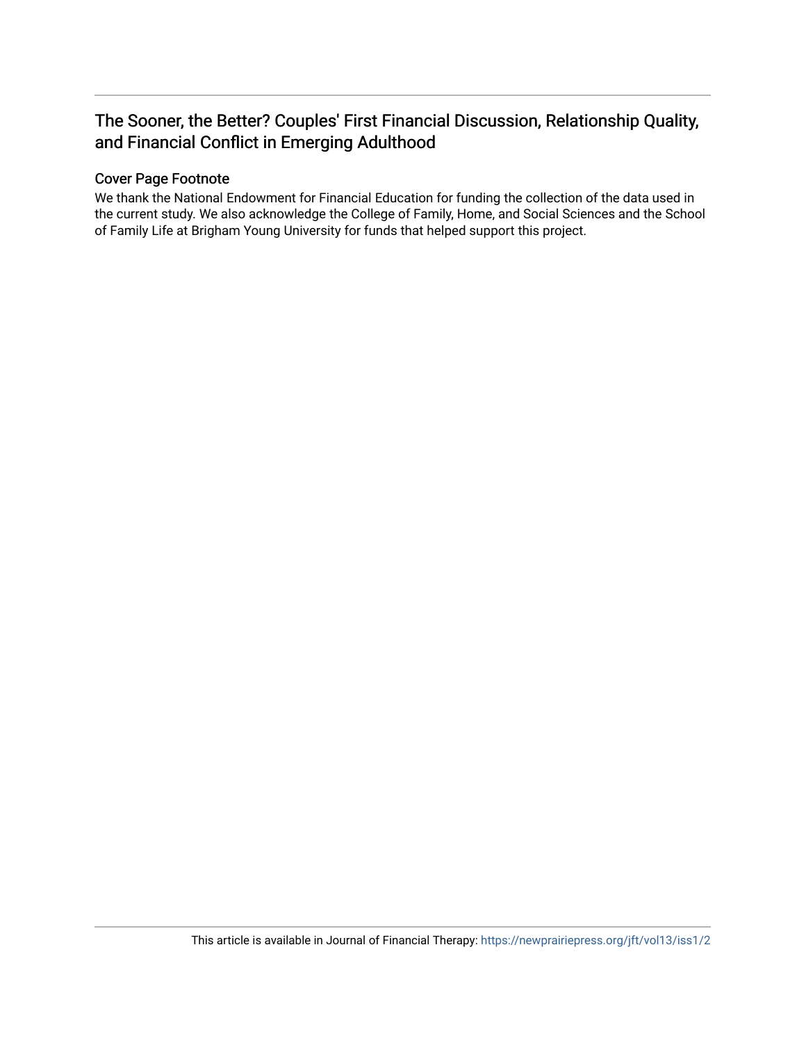# The Sooner, the Better? Couples' First Financial Discussion, Relationship Quality, and Financial Conflict in Emerging Adulthood

## Cover Page Footnote

We thank the National Endowment for Financial Education for funding the collection of the data used in the current study. We also acknowledge the College of Family, Home, and Social Sciences and the School of Family Life at Brigham Young University for funds that helped support this project.

This article is available in Journal of Financial Therapy: https://newprairiepress.org/jft/vol13/iss1/2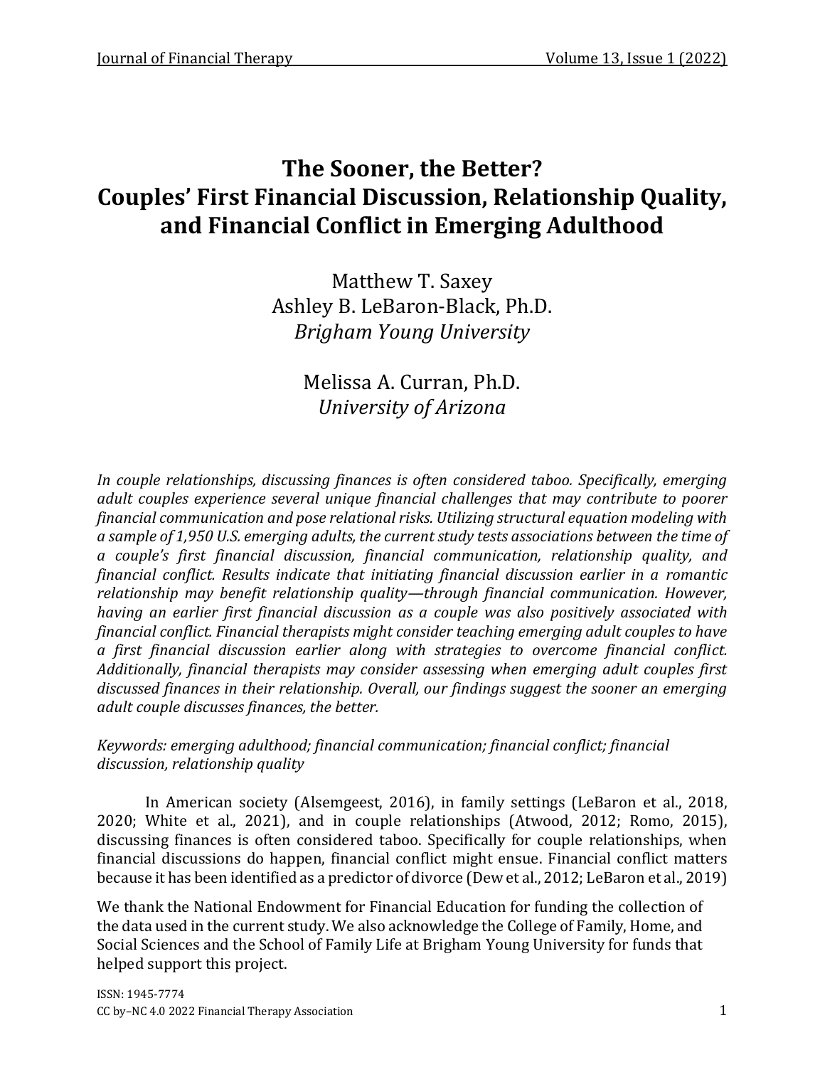# The Sooner, the Better? Couples' First Financial Discussion, Relationship Quality, and Financial Conflict in Emerging Adulthood

Matthew T. Saxey
Ashley B. LeBaron-Black, Ph.D.
*Brigham Young University*

Melissa A. Curran, Ph.D.
*University of Arizona*

*In couple relationships, discussing finances is often considered taboo. Specifically, emerging adult couples experience several unique financial challenges that may contribute to poorer financial communication and pose relational risks. Utilizing structural equation modeling with a sample of 1,950 U.S. emerging adults, the current study tests associations between the time of a couple's first financial discussion, financial communication, relationship quality, and financial conflict. Results indicate that initiating financial discussion earlier in a romantic relationship may benefit relationship quality—through financial communication. However, having an earlier first financial discussion as a couple was also positively associated with financial conflict. Financial therapists might consider teaching emerging adult couples to have a first financial discussion earlier along with strategies to overcome financial conflict. Additionally, financial therapists may consider assessing when emerging adult couples first discussed finances in their relationship. Overall, our findings suggest the sooner an emerging adult couple discusses finances, the better.*

*Keywords: emerging adulthood; financial communication; financial conflict; financial discussion, relationship quality*

In American society (Alsemgeest, 2016), in family settings (LeBaron et al., 2018, 2020; White et al., 2021), and in couple relationships (Atwood, 2012; Romo, 2015), discussing finances is often considered taboo. Specifically for couple relationships, when financial discussions do happen, financial conflict might ensue. Financial conflict matters because it has been identified as a predictor of divorce (Dew et al., 2012; LeBaron et al., 2019)

We thank the National Endowment for Financial Education for funding the collection of the data used in the current study. We also acknowledge the College of Family, Home, and Social Sciences and the School of Family Life at Brigham Young University for funds that helped support this project.

ISSN: 1945-7774
CC by–NC 4.0 2022 Financial Therapy Association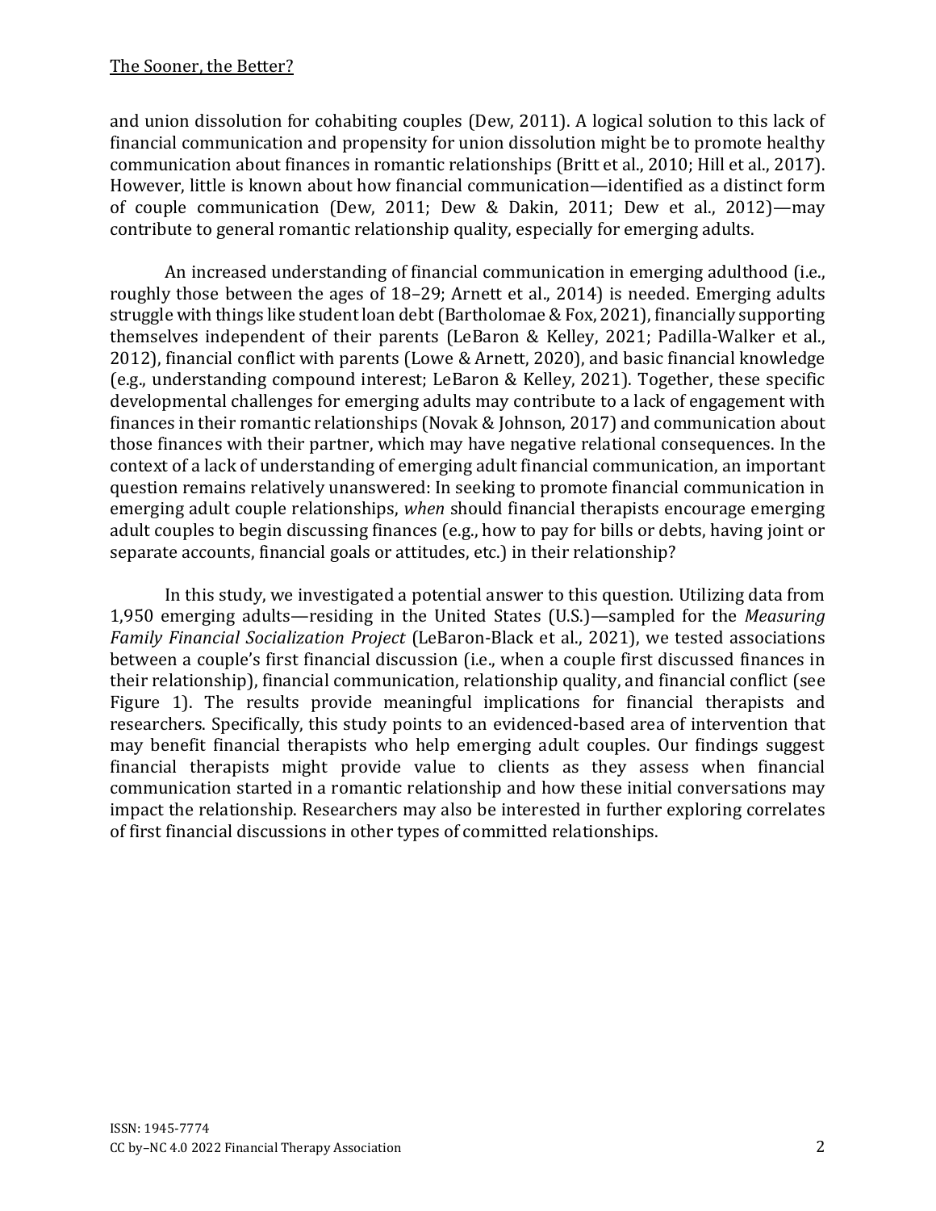and union dissolution for cohabiting couples (Dew, 2011). A logical solution to this lack of financial communication and propensity for union dissolution might be to promote healthy communication about finances in romantic relationships (Britt et al., 2010; Hill et al., 2017). However, little is known about how financial communication—identified as a distinct form of couple communication (Dew, 2011; Dew & Dakin, 2011; Dew et al., 2012)—may contribute to general romantic relationship quality, especially for emerging adults.

An increased understanding of financial communication in emerging adulthood (i.e., roughly those between the ages of 18–29; Arnett et al., 2014) is needed. Emerging adults struggle with things like student loan debt (Bartholomae & Fox, 2021), financially supporting themselves independent of their parents (LeBaron & Kelley, 2021; Padilla-Walker et al., 2012), financial conflict with parents (Lowe & Arnett, 2020), and basic financial knowledge (e.g., understanding compound interest; LeBaron & Kelley, 2021). Together, these specific developmental challenges for emerging adults may contribute to a lack of engagement with finances in their romantic relationships (Novak & Johnson, 2017) and communication about those finances with their partner, which may have negative relational consequences. In the context of a lack of understanding of emerging adult financial communication, an important question remains relatively unanswered: In seeking to promote financial communication in emerging adult couple relationships, *when* should financial therapists encourage emerging adult couples to begin discussing finances (e.g., how to pay for bills or debts, having joint or separate accounts, financial goals or attitudes, etc.) in their relationship?

In this study, we investigated a potential answer to this question. Utilizing data from 1,950 emerging adults—residing in the United States (U.S.)—sampled for the *Measuring Family Financial Socialization Project* (LeBaron-Black et al., 2021), we tested associations between a couple's first financial discussion (i.e., when a couple first discussed finances in their relationship), financial communication, relationship quality, and financial conflict (see Figure 1). The results provide meaningful implications for financial therapists and researchers. Specifically, this study points to an evidenced-based area of intervention that may benefit financial therapists who help emerging adult couples. Our findings suggest financial therapists might provide value to clients as they assess when financial communication started in a romantic relationship and how these initial conversations may impact the relationship. Researchers may also be interested in further exploring correlates of first financial discussions in other types of committed relationships.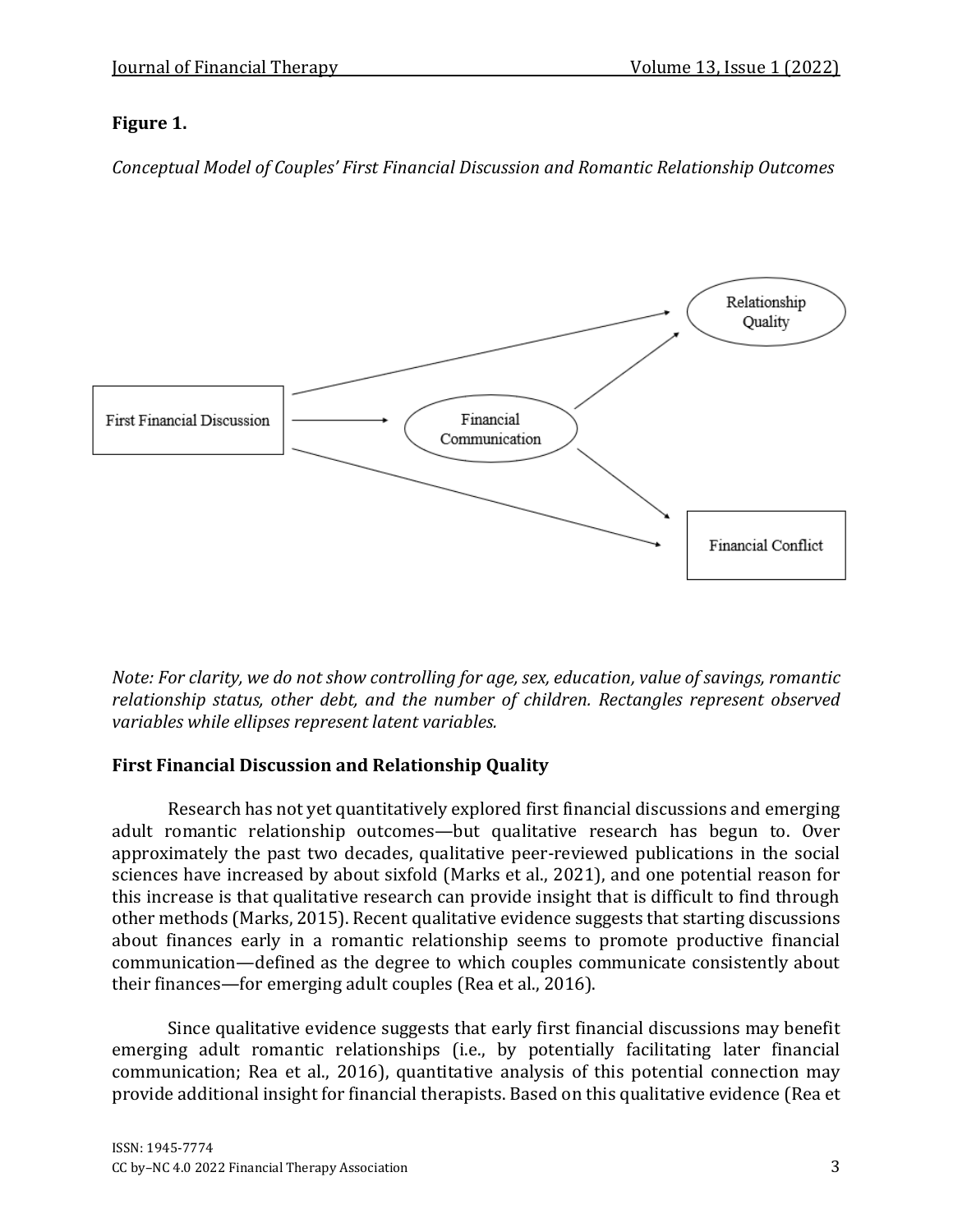**Figure 1.**

*Conceptual Model of Couples' First Financial Discussion and Romantic Relationship Outcomes*

*Note: For clarity, we do not show controlling for age, sex, education, value of savings, romantic relationship status, other debt, and the number of children. Rectangles represent observed variables while ellipses represent latent variables.*

### First Financial Discussion and Relationship Quality

Research has not yet quantitatively explored first financial discussions and emerging adult romantic relationship outcomes—but qualitative research has begun to. Over approximately the past two decades, qualitative peer-reviewed publications in the social sciences have increased by about sixfold (Marks et al., 2021), and one potential reason for this increase is that qualitative research can provide insight that is difficult to find through other methods (Marks, 2015). Recent qualitative evidence suggests that starting discussions about finances early in a romantic relationship seems to promote productive financial communication—defined as the degree to which couples communicate consistently about their finances—for emerging adult couples (Rea et al., 2016).

Since qualitative evidence suggests that early first financial discussions may benefit emerging adult romantic relationships (i.e., by potentially facilitating later financial communication; Rea et al., 2016), quantitative analysis of this potential connection may provide additional insight for financial therapists. Based on this qualitative evidence (Rea et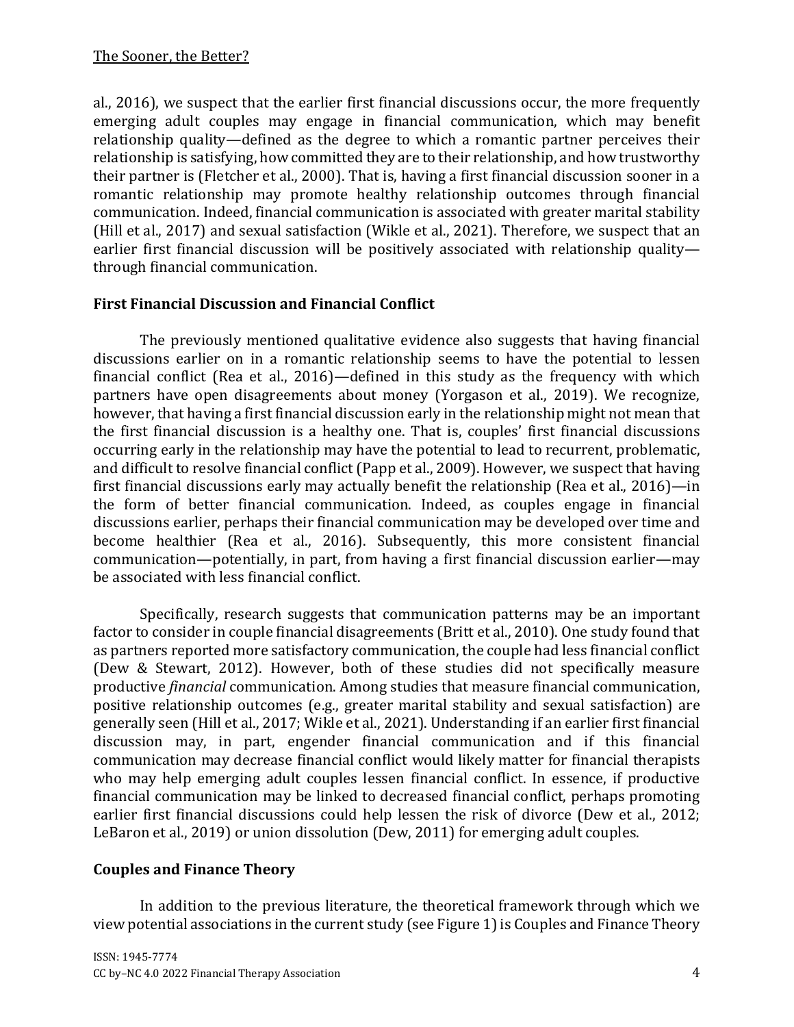al., 2016), we suspect that the earlier first financial discussions occur, the more frequently emerging adult couples may engage in financial communication, which may benefit relationship quality—defined as the degree to which a romantic partner perceives their relationship is satisfying, how committed they are to their relationship, and how trustworthy their partner is (Fletcher et al., 2000). That is, having a first financial discussion sooner in a romantic relationship may promote healthy relationship outcomes through financial communication. Indeed, financial communication is associated with greater marital stability (Hill et al., 2017) and sexual satisfaction (Wikle et al., 2021). Therefore, we suspect that an earlier first financial discussion will be positively associated with relationship quality—through financial communication.

## First Financial Discussion and Financial Conflict

The previously mentioned qualitative evidence also suggests that having financial discussions earlier on in a romantic relationship seems to have the potential to lessen financial conflict (Rea et al., 2016)—defined in this study as the frequency with which partners have open disagreements about money (Yorgason et al., 2019). We recognize, however, that having a first financial discussion early in the relationship might not mean that the first financial discussion is a healthy one. That is, couples' first financial discussions occurring early in the relationship may have the potential to lead to recurrent, problematic, and difficult to resolve financial conflict (Papp et al., 2009). However, we suspect that having first financial discussions early may actually benefit the relationship (Rea et al., 2016)—in the form of better financial communication. Indeed, as couples engage in financial discussions earlier, perhaps their financial communication may be developed over time and become healthier (Rea et al., 2016). Subsequently, this more consistent financial communication—potentially, in part, from having a first financial discussion earlier—may be associated with less financial conflict.

Specifically, research suggests that communication patterns may be an important factor to consider in couple financial disagreements (Britt et al., 2010). One study found that as partners reported more satisfactory communication, the couple had less financial conflict (Dew & Stewart, 2012). However, both of these studies did not specifically measure productive *financial* communication. Among studies that measure financial communication, positive relationship outcomes (e.g., greater marital stability and sexual satisfaction) are generally seen (Hill et al., 2017; Wikle et al., 2021). Understanding if an earlier first financial discussion may, in part, engender financial communication and if this financial communication may decrease financial conflict would likely matter for financial therapists who may help emerging adult couples lessen financial conflict. In essence, if productive financial communication may be linked to decreased financial conflict, perhaps promoting earlier first financial discussions could help lessen the risk of divorce (Dew et al., 2012; LeBaron et al., 2019) or union dissolution (Dew, 2011) for emerging adult couples.

## Couples and Finance Theory

In addition to the previous literature, the theoretical framework through which we view potential associations in the current study (see Figure 1) is Couples and Finance Theory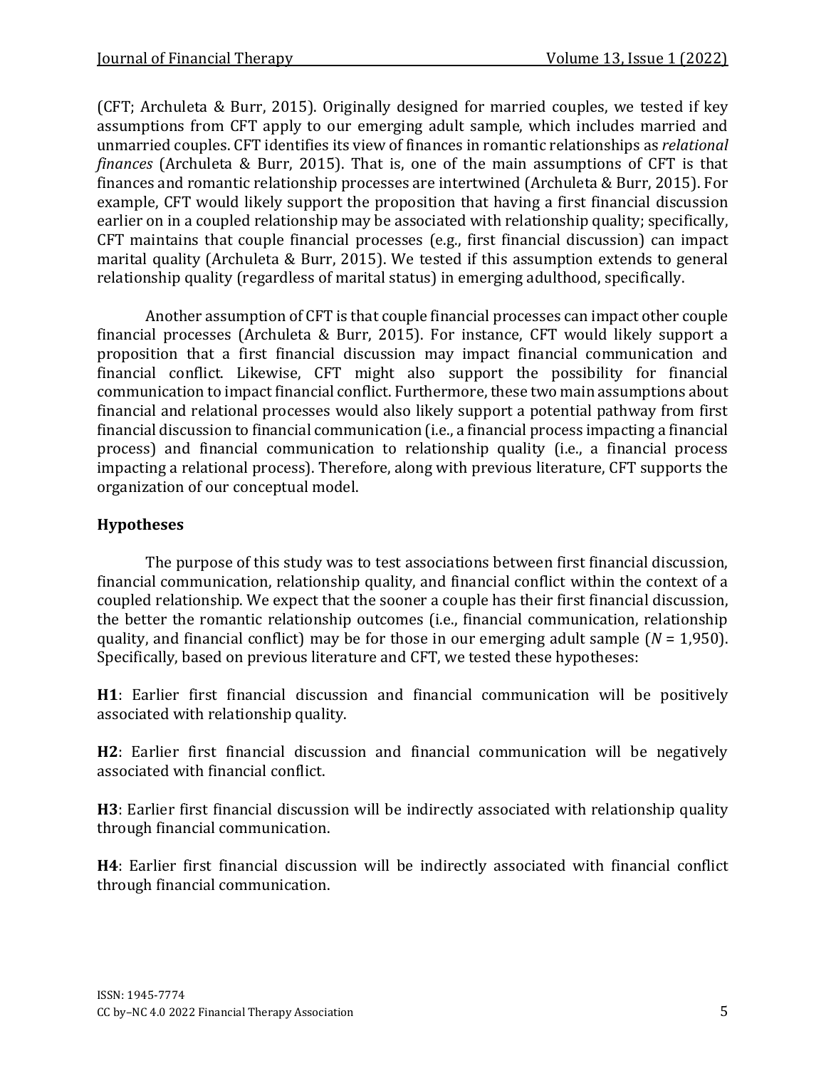(CFT; Archuleta & Burr, 2015). Originally designed for married couples, we tested if key assumptions from CFT apply to our emerging adult sample, which includes married and unmarried couples. CFT identifies its view of finances in romantic relationships as *relational finances* (Archuleta & Burr, 2015). That is, one of the main assumptions of CFT is that finances and romantic relationship processes are intertwined (Archuleta & Burr, 2015). For example, CFT would likely support the proposition that having a first financial discussion earlier on in a coupled relationship may be associated with relationship quality; specifically, CFT maintains that couple financial processes (e.g., first financial discussion) can impact marital quality (Archuleta & Burr, 2015). We tested if this assumption extends to general relationship quality (regardless of marital status) in emerging adulthood, specifically.

Another assumption of CFT is that couple financial processes can impact other couple financial processes (Archuleta & Burr, 2015). For instance, CFT would likely support a proposition that a first financial discussion may impact financial communication and financial conflict. Likewise, CFT might also support the possibility for financial communication to impact financial conflict. Furthermore, these two main assumptions about financial and relational processes would also likely support a potential pathway from first financial discussion to financial communication (i.e., a financial process impacting a financial process) and financial communication to relationship quality (i.e., a financial process impacting a relational process). Therefore, along with previous literature, CFT supports the organization of our conceptual model.

## Hypotheses

The purpose of this study was to test associations between first financial discussion, financial communication, relationship quality, and financial conflict within the context of a coupled relationship. We expect that the sooner a couple has their first financial discussion, the better the romantic relationship outcomes (i.e., financial communication, relationship quality, and financial conflict) may be for those in our emerging adult sample ($N$ = 1,950). Specifically, based on previous literature and CFT, we tested these hypotheses:

**H1**: Earlier first financial discussion and financial communication will be positively associated with relationship quality.

**H2**: Earlier first financial discussion and financial communication will be negatively associated with financial conflict.

**H3**: Earlier first financial discussion will be indirectly associated with relationship quality through financial communication.

**H4**: Earlier first financial discussion will be indirectly associated with financial conflict through financial communication.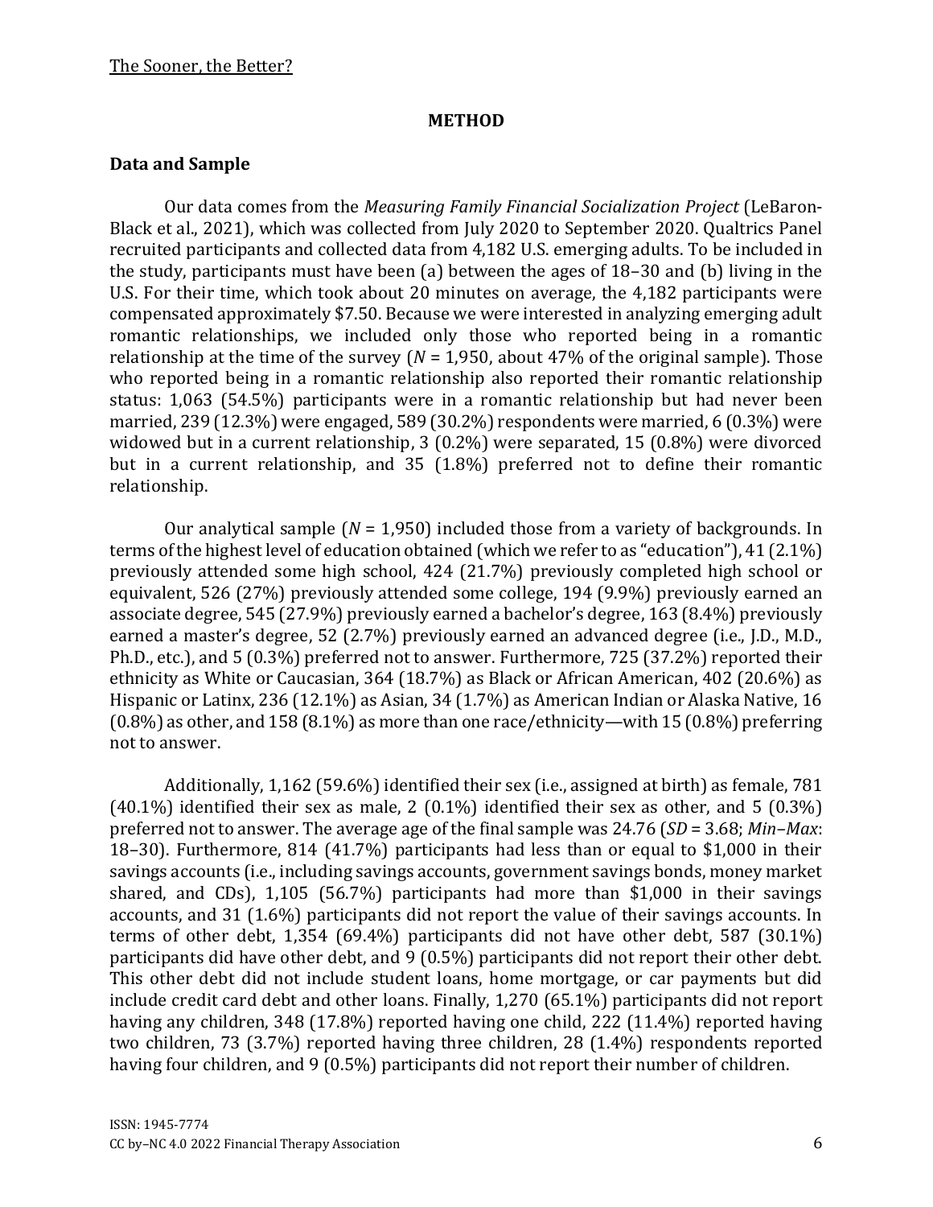## METHOD

### Data and Sample

Our data comes from the *Measuring Family Financial Socialization Project* (LeBaron-Black et al., 2021), which was collected from July 2020 to September 2020. Qualtrics Panel recruited participants and collected data from 4,182 U.S. emerging adults. To be included in the study, participants must have been (a) between the ages of 18–30 and (b) living in the U.S. For their time, which took about 20 minutes on average, the 4,182 participants were compensated approximately $7.50. Because we were interested in analyzing emerging adult romantic relationships, we included only those who reported being in a romantic relationship at the time of the survey (*N* = 1,950, about 47% of the original sample). Those who reported being in a romantic relationship also reported their romantic relationship status: 1,063 (54.5%) participants were in a romantic relationship but had never been married, 239 (12.3%) were engaged, 589 (30.2%) respondents were married, 6 (0.3%) were widowed but in a current relationship, 3 (0.2%) were separated, 15 (0.8%) were divorced but in a current relationship, and 35 (1.8%) preferred not to define their romantic relationship.

Our analytical sample (*N* = 1,950) included those from a variety of backgrounds. In terms of the highest level of education obtained (which we refer to as "education"), 41 (2.1%) previously attended some high school, 424 (21.7%) previously completed high school or equivalent, 526 (27%) previously attended some college, 194 (9.9%) previously earned an associate degree, 545 (27.9%) previously earned a bachelor's degree, 163 (8.4%) previously earned a master's degree, 52 (2.7%) previously earned an advanced degree (i.e., J.D., M.D., Ph.D., etc.), and 5 (0.3%) preferred not to answer. Furthermore, 725 (37.2%) reported their ethnicity as White or Caucasian, 364 (18.7%) as Black or African American, 402 (20.6%) as Hispanic or Latinx, 236 (12.1%) as Asian, 34 (1.7%) as American Indian or Alaska Native, 16 (0.8%) as other, and 158 (8.1%) as more than one race/ethnicity—with 15 (0.8%) preferring not to answer.

Additionally, 1,162 (59.6%) identified their sex (i.e., assigned at birth) as female, 781 (40.1%) identified their sex as male, 2 (0.1%) identified their sex as other, and 5 (0.3%) preferred not to answer. The average age of the final sample was 24.76 (*SD* = 3.68; *Min*–*Max*: 18–30). Furthermore, 814 (41.7%) participants had less than or equal to $1,000 in their savings accounts (i.e., including savings accounts, government savings bonds, money market shared, and CDs), 1,105 (56.7%) participants had more than $1,000 in their savings accounts, and 31 (1.6%) participants did not report the value of their savings accounts. In terms of other debt, 1,354 (69.4%) participants did not have other debt, 587 (30.1%) participants did have other debt, and 9 (0.5%) participants did not report their other debt. This other debt did not include student loans, home mortgage, or car payments but did include credit card debt and other loans. Finally, 1,270 (65.1%) participants did not report having any children, 348 (17.8%) reported having one child, 222 (11.4%) reported having two children, 73 (3.7%) reported having three children, 28 (1.4%) respondents reported having four children, and 9 (0.5%) participants did not report their number of children.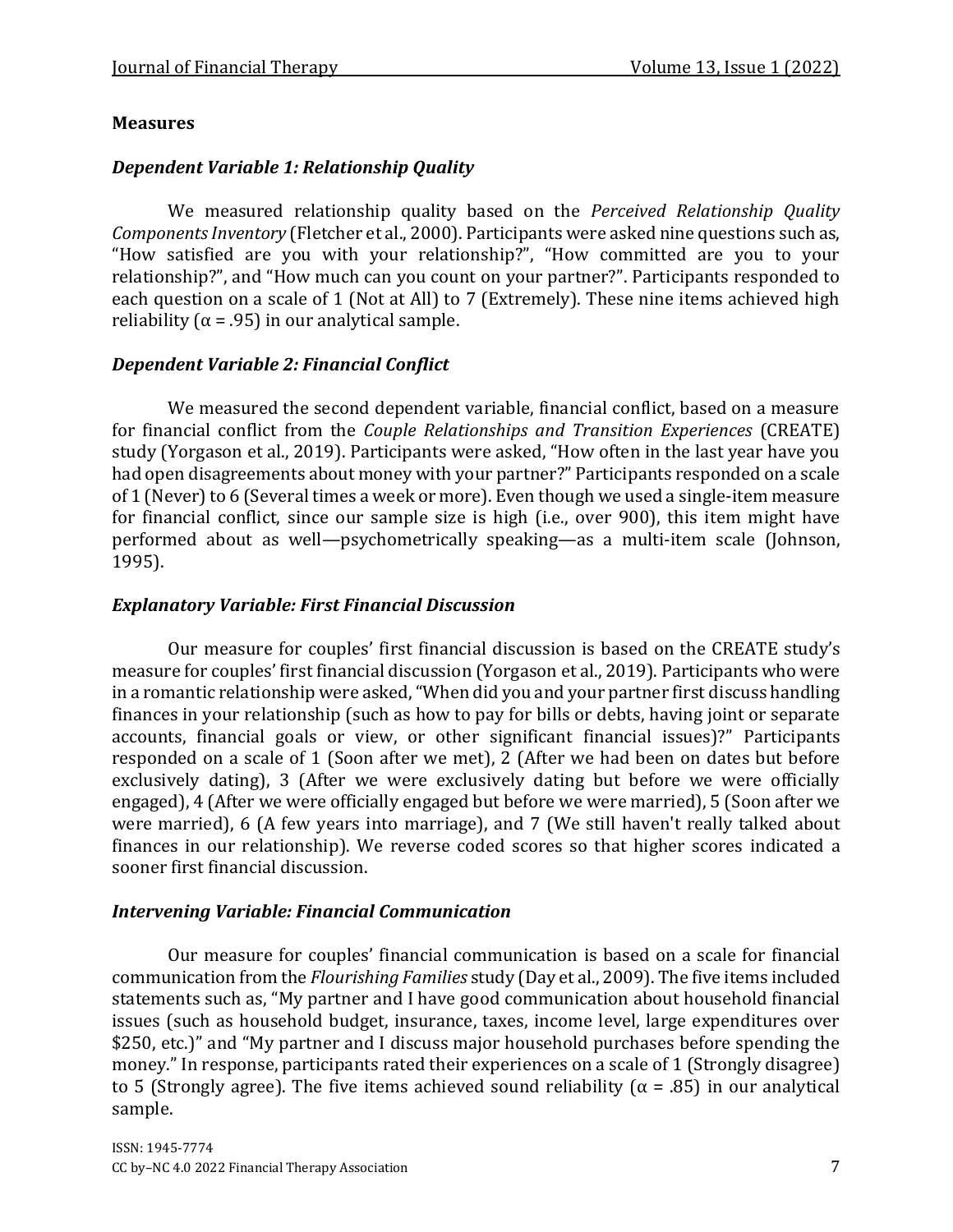## Measures

### *Dependent Variable 1: Relationship Quality*

We measured relationship quality based on the *Perceived Relationship Quality Components Inventory* (Fletcher et al., 2000). Participants were asked nine questions such as, "How satisfied are you with your relationship?", "How committed are you to your relationship?", and "How much can you count on your partner?". Participants responded to each question on a scale of 1 (Not at All) to 7 (Extremely). These nine items achieved high reliability ($\alpha = .95$) in our analytical sample.

### *Dependent Variable 2: Financial Conflict*

We measured the second dependent variable, financial conflict, based on a measure for financial conflict from the *Couple Relationships and Transition Experiences* (CREATE) study (Yorgason et al., 2019). Participants were asked, "How often in the last year have you had open disagreements about money with your partner?" Participants responded on a scale of 1 (Never) to 6 (Several times a week or more). Even though we used a single-item measure for financial conflict, since our sample size is high (i.e., over 900), this item might have performed about as well—psychometrically speaking—as a multi-item scale (Johnson, 1995).

### *Explanatory Variable: First Financial Discussion*

Our measure for couples' first financial discussion is based on the CREATE study's measure for couples' first financial discussion (Yorgason et al., 2019). Participants who were in a romantic relationship were asked, "When did you and your partner first discuss handling finances in your relationship (such as how to pay for bills or debts, having joint or separate accounts, financial goals or view, or other significant financial issues)?" Participants responded on a scale of 1 (Soon after we met), 2 (After we had been on dates but before exclusively dating), 3 (After we were exclusively dating but before we were officially engaged), 4 (After we were officially engaged but before we were married), 5 (Soon after we were married), 6 (A few years into marriage), and 7 (We still haven't really talked about finances in our relationship). We reverse coded scores so that higher scores indicated a sooner first financial discussion.

### *Intervening Variable: Financial Communication*

Our measure for couples' financial communication is based on a scale for financial communication from the *Flourishing Families* study (Day et al., 2009). The five items included statements such as, "My partner and I have good communication about household financial issues (such as household budget, insurance, taxes, income level, large expenditures over \$250, etc.)" and "My partner and I discuss major household purchases before spending the money." In response, participants rated their experiences on a scale of 1 (Strongly disagree) to 5 (Strongly agree). The five items achieved sound reliability ($\alpha = .85$) in our analytical sample.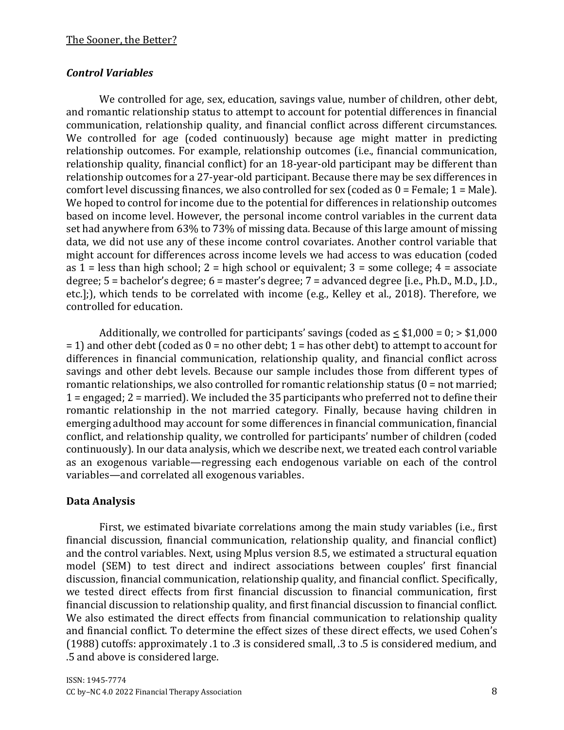### *Control Variables*

We controlled for age, sex, education, savings value, number of children, other debt, and romantic relationship status to attempt to account for potential differences in financial communication, relationship quality, and financial conflict across different circumstances. We controlled for age (coded continuously) because age might matter in predicting relationship outcomes. For example, relationship outcomes (i.e., financial communication, relationship quality, financial conflict) for an 18-year-old participant may be different than relationship outcomes for a 27-year-old participant. Because there may be sex differences in comfort level discussing finances, we also controlled for sex (coded as 0 = Female; 1 = Male). We hoped to control for income due to the potential for differences in relationship outcomes based on income level. However, the personal income control variables in the current data set had anywhere from 63% to 73% of missing data. Because of this large amount of missing data, we did not use any of these income control covariates. Another control variable that might account for differences across income levels we had access to was education (coded as 1 = less than high school; 2 = high school or equivalent; 3 = some college; 4 = associate degree; 5 = bachelor's degree; 6 = master's degree; 7 = advanced degree [i.e., Ph.D., M.D., J.D., etc.];), which tends to be correlated with income (e.g., Kelley et al., 2018). Therefore, we controlled for education.

Additionally, we controlled for participants' savings (coded as $\leq$ \$1,000 = 0; > \$1,000 = 1) and other debt (coded as 0 = no other debt; 1 = has other debt) to attempt to account for differences in financial communication, relationship quality, and financial conflict across savings and other debt levels. Because our sample includes those from different types of romantic relationships, we also controlled for romantic relationship status (0 = not married; 1 = engaged; 2 = married). We included the 35 participants who preferred not to define their romantic relationship in the not married category. Finally, because having children in emerging adulthood may account for some differences in financial communication, financial conflict, and relationship quality, we controlled for participants' number of children (coded continuously). In our data analysis, which we describe next, we treated each control variable as an exogenous variable—regressing each endogenous variable on each of the control variables—and correlated all exogenous variables.

## Data Analysis

First, we estimated bivariate correlations among the main study variables (i.e., first financial discussion, financial communication, relationship quality, and financial conflict) and the control variables. Next, using Mplus version 8.5, we estimated a structural equation model (SEM) to test direct and indirect associations between couples' first financial discussion, financial communication, relationship quality, and financial conflict. Specifically, we tested direct effects from first financial discussion to financial communication, first financial discussion to relationship quality, and first financial discussion to financial conflict. We also estimated the direct effects from financial communication to relationship quality and financial conflict. To determine the effect sizes of these direct effects, we used Cohen's (1988) cutoffs: approximately .1 to .3 is considered small, .3 to .5 is considered medium, and .5 and above is considered large.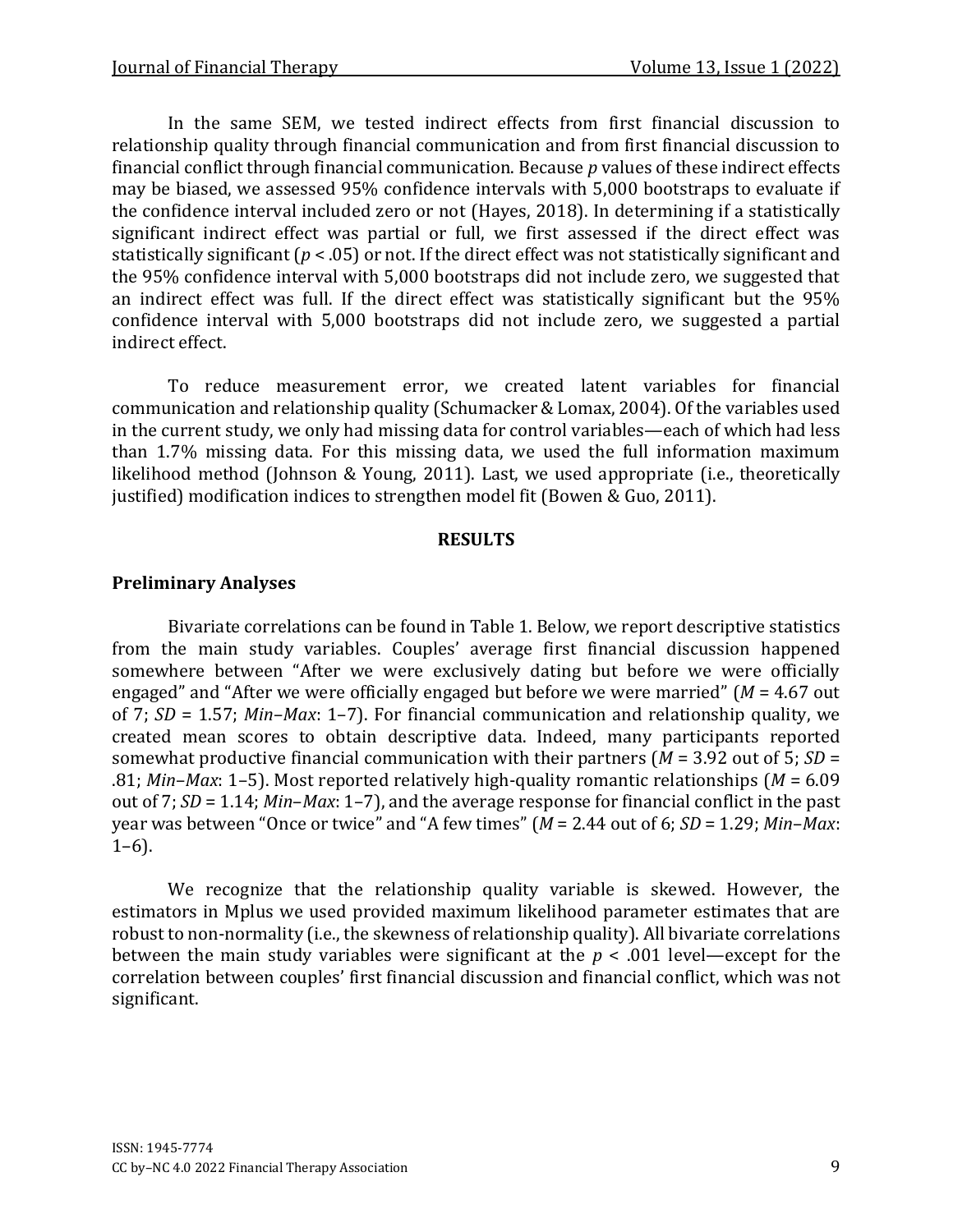In the same SEM, we tested indirect effects from first financial discussion to relationship quality through financial communication and from first financial discussion to financial conflict through financial communication. Because *p* values of these indirect effects may be biased, we assessed 95% confidence intervals with 5,000 bootstraps to evaluate if the confidence interval included zero or not (Hayes, 2018). In determining if a statistically significant indirect effect was partial or full, we first assessed if the direct effect was statistically significant ($p < .05$) or not. If the direct effect was not statistically significant and the 95% confidence interval with 5,000 bootstraps did not include zero, we suggested that an indirect effect was full. If the direct effect was statistically significant but the 95% confidence interval with 5,000 bootstraps did not include zero, we suggested a partial indirect effect.

To reduce measurement error, we created latent variables for financial communication and relationship quality (Schumacker & Lomax, 2004). Of the variables used in the current study, we only had missing data for control variables—each of which had less than 1.7% missing data. For this missing data, we used the full information maximum likelihood method (Johnson & Young, 2011). Last, we used appropriate (i.e., theoretically justified) modification indices to strengthen model fit (Bowen & Guo, 2011).

## RESULTS

### Preliminary Analyses

Bivariate correlations can be found in Table 1. Below, we report descriptive statistics from the main study variables. Couples' average first financial discussion happened somewhere between "After we were exclusively dating but before we were officially engaged" and "After we were officially engaged but before we were married" ($M = 4.67$ out of 7; $SD = 1.57$; *Min–Max*: 1–7). For financial communication and relationship quality, we created mean scores to obtain descriptive data. Indeed, many participants reported somewhat productive financial communication with their partners ($M = 3.92$ out of 5; $SD = .81$; *Min–Max*: 1–5). Most reported relatively high-quality romantic relationships ($M = 6.09$ out of 7; $SD = 1.14$; *Min–Max*: 1–7), and the average response for financial conflict in the past year was between "Once or twice" and "A few times" ($M = 2.44$ out of 6; $SD = 1.29$; *Min–Max*: 1–6).

We recognize that the relationship quality variable is skewed. However, the estimators in Mplus we used provided maximum likelihood parameter estimates that are robust to non-normality (i.e., the skewness of relationship quality). All bivariate correlations between the main study variables were significant at the $p < .001$ level—except for the correlation between couples' first financial discussion and financial conflict, which was not significant.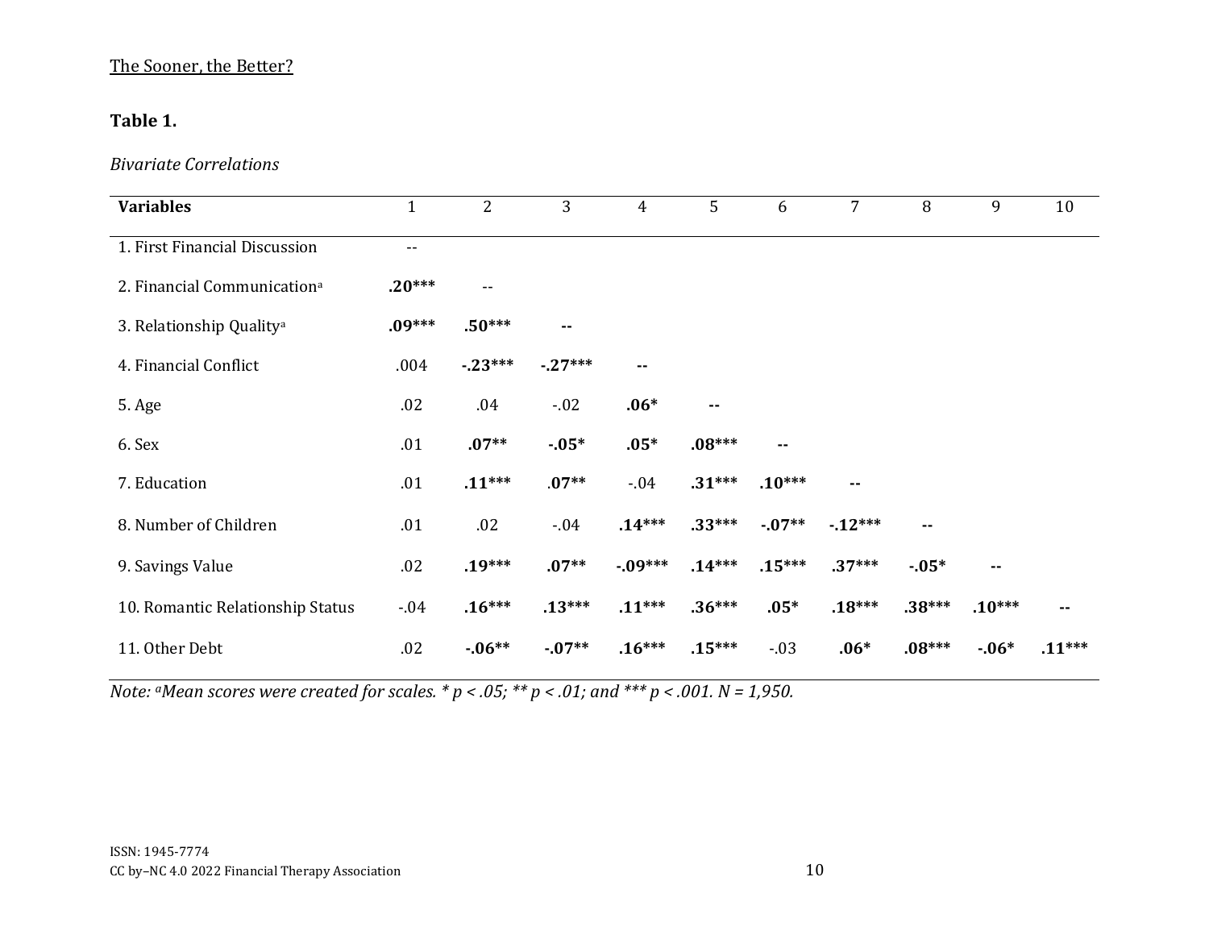**Table 1.**

*Bivariate Correlations*

| Variables | 1 | 2 | 3 | 4 | 5 | 6 | 7 | 8 | 9 | 10 |
|---|---|---|---|---|---|---|---|---|---|---|
| 1. First Financial Discussion | -- | | | | | | | | | |
| 2. Financial Communication[a] | **.20*** ** | -- | | | | | | | | |
| 3. Relationship Quality[a] | **.09*** ** | **.50*** ** | **--** | | | | | | | |
| 4. Financial Conflict | .004 | **-.23*** ** | **-.27*** ** | **--** | | | | | | |
| 5. Age | .02 | .04 | -.02 | **.06*** | **--** | | | | | |
| 6. Sex | .01 | **.07** ** | **-.05*** | **.05*** | **.08*** ** | **--** | | | | |
| 7. Education | .01 | **.11*** ** | **.07** ** | -.04 | **.31*** ** | **.10*** ** | **--** | | | |
| 8. Number of Children | .01 | .02 | -.04 | **.14*** ** | **.33*** ** | **-.07** ** | **-.12*** ** | **--** | | |
| 9. Savings Value | .02 | **.19*** ** | **.07** ** | **-.09*** ** | **.14*** ** | **.15*** ** | **.37*** ** | **-.05*** | **--** | |
| 10. Romantic Relationship Status | -.04 | **.16*** ** | **.13*** ** | **.11*** ** | **.36*** ** | **.05*** | **.18*** ** | **.38*** ** | **.10*** ** | **--** |
| 11. Other Debt | .02 | **-.06** ** | **-.07** ** | **.16*** ** | **.15*** ** | -.03 | **.06*** | **.08*** ** | **-.06*** | **.11*** ** |

*Note: [a]Mean scores were created for scales. * $p < .05$; ** $p < .01$; and *** $p < .001$. N = 1,950.*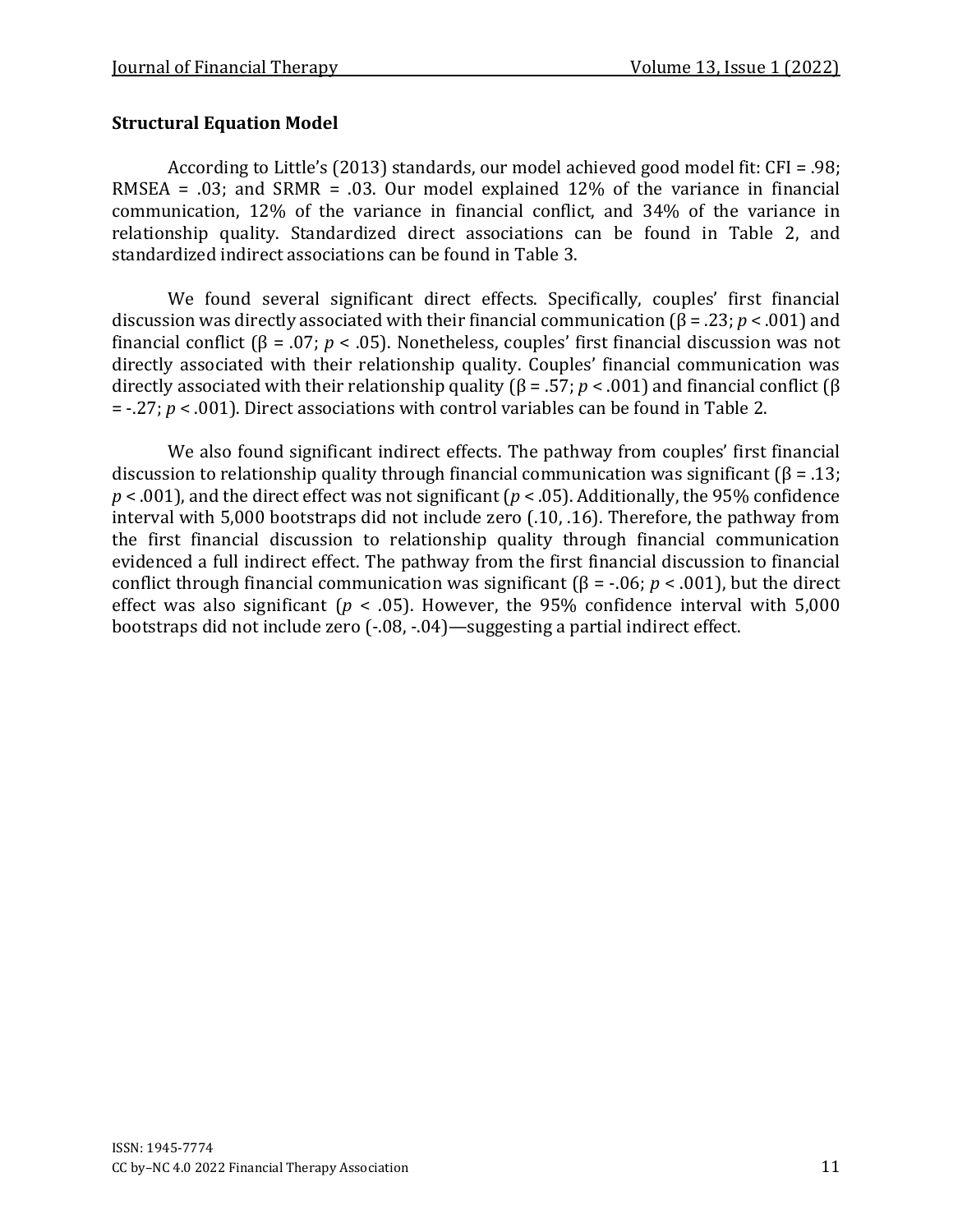### Structural Equation Model

According to Little's (2013) standards, our model achieved good model fit: CFI = .98; RMSEA = .03; and SRMR = .03. Our model explained 12% of the variance in financial communication, 12% of the variance in financial conflict, and 34% of the variance in relationship quality. Standardized direct associations can be found in Table 2, and standardized indirect associations can be found in Table 3.

We found several significant direct effects. Specifically, couples' first financial discussion was directly associated with their financial communication ($\beta = .23$; $p < .001$) and financial conflict ($\beta = .07$; $p < .05$). Nonetheless, couples' first financial discussion was not directly associated with their relationship quality. Couples' financial communication was directly associated with their relationship quality ($\beta = .57$; $p < .001$) and financial conflict ($\beta = -.27$; $p < .001$). Direct associations with control variables can be found in Table 2.

We also found significant indirect effects. The pathway from couples' first financial discussion to relationship quality through financial communication was significant ($\beta = .13$; $p < .001$), and the direct effect was not significant ($p < .05$). Additionally, the 95% confidence interval with 5,000 bootstraps did not include zero (.10, .16). Therefore, the pathway from the first financial discussion to relationship quality through financial communication evidenced a full indirect effect. The pathway from the first financial discussion to financial conflict through financial communication was significant ($\beta = -.06$; $p < .001$), but the direct effect was also significant ($p < .05$). However, the 95% confidence interval with 5,000 bootstraps did not include zero (-.08, -.04)—suggesting a partial indirect effect.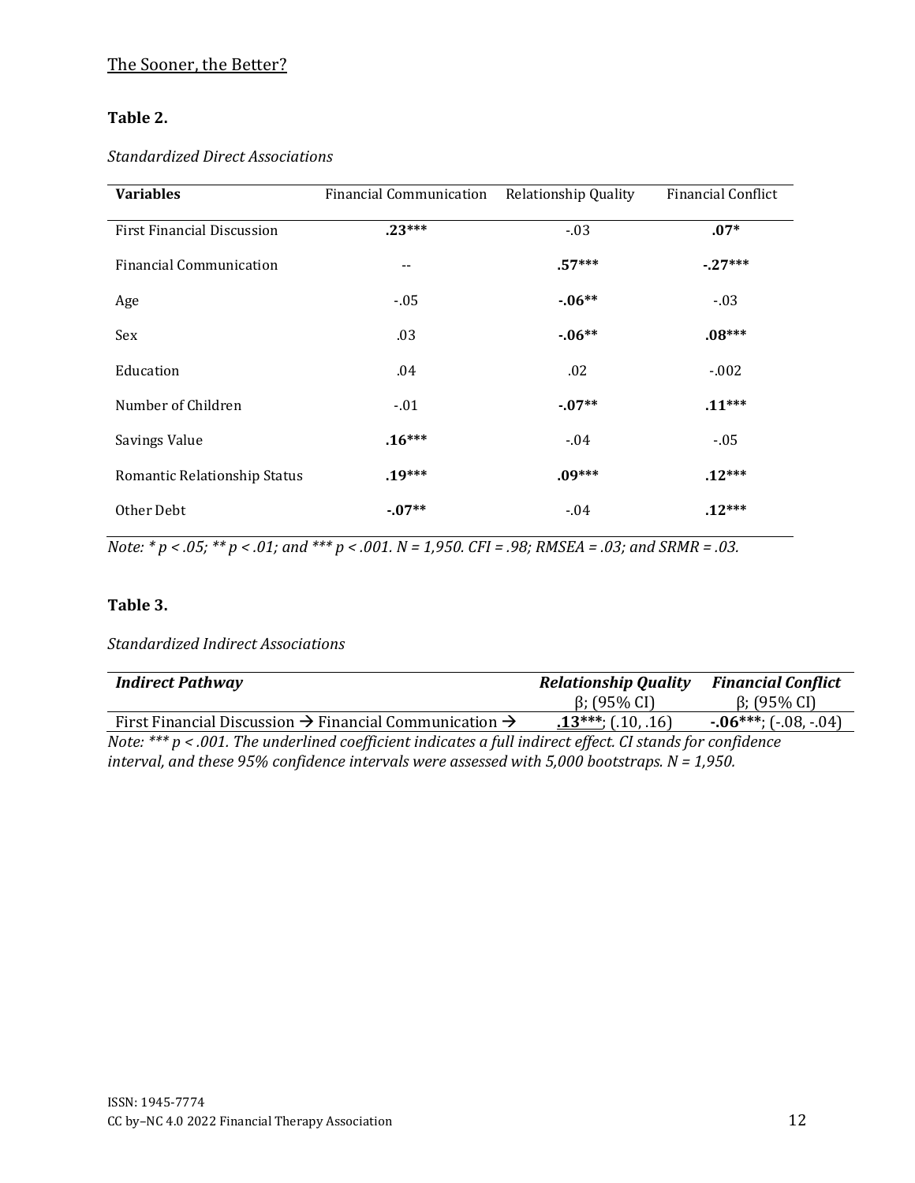**Table 2.**

*Standardized Direct Associations*

| **Variables** | Financial Communication | Relationship Quality | Financial Conflict |
|---|---|---|---|
| First Financial Discussion | **.23*** | -.03 | **.07*** |
| Financial Communication | -- | **.57*** | **-.27*** |
| Age | -.05 | **-.06**** | -.03 |
| Sex | .03 | **-.06**** | **.08*** |
| Education | .04 | .02 | -.002 |
| Number of Children | -.01 | **-.07**** | **.11*** |
| Savings Value | **.16*** | -.04 | -.05 |
| Romantic Relationship Status | **.19*** | **.09*** | **.12*** |
| Other Debt | **-.07**** | -.04 | **.12*** |

*Note: * p < .05; ** p < .01; and *** p < .001. N = 1,950. CFI = .98; RMSEA = .03; and SRMR = .03.*

**Table 3.**

*Standardized Indirect Associations*

| ***Indirect Pathway*** | ***Relationship Quality*** β; (95% CI) | ***Financial Conflict*** β; (95% CI) |
|---|---|---|
| First Financial Discussion → Financial Communication → | <u>**.13*****</u>; (.10, .16) | **-.06*****; (-.08, -.04) |

*Note: *** p < .001. The underlined coefficient indicates a full indirect effect. CI stands for confidence interval, and these 95% confidence intervals were assessed with 5,000 bootstraps. N = 1,950.*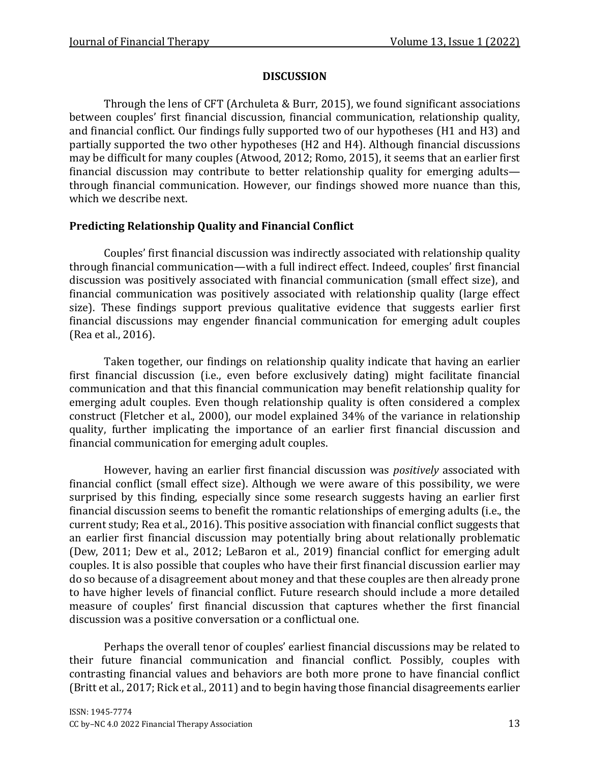## DISCUSSION

Through the lens of CFT (Archuleta & Burr, 2015), we found significant associations between couples' first financial discussion, financial communication, relationship quality, and financial conflict. Our findings fully supported two of our hypotheses (H1 and H3) and partially supported the two other hypotheses (H2 and H4). Although financial discussions may be difficult for many couples (Atwood, 2012; Romo, 2015), it seems that an earlier first financial discussion may contribute to better relationship quality for emerging adults—through financial communication. However, our findings showed more nuance than this, which we describe next.

### Predicting Relationship Quality and Financial Conflict

Couples' first financial discussion was indirectly associated with relationship quality through financial communication—with a full indirect effect. Indeed, couples' first financial discussion was positively associated with financial communication (small effect size), and financial communication was positively associated with relationship quality (large effect size). These findings support previous qualitative evidence that suggests earlier first financial discussions may engender financial communication for emerging adult couples (Rea et al., 2016).

Taken together, our findings on relationship quality indicate that having an earlier first financial discussion (i.e., even before exclusively dating) might facilitate financial communication and that this financial communication may benefit relationship quality for emerging adult couples. Even though relationship quality is often considered a complex construct (Fletcher et al., 2000), our model explained 34% of the variance in relationship quality, further implicating the importance of an earlier first financial discussion and financial communication for emerging adult couples.

However, having an earlier first financial discussion was *positively* associated with financial conflict (small effect size). Although we were aware of this possibility, we were surprised by this finding, especially since some research suggests having an earlier first financial discussion seems to benefit the romantic relationships of emerging adults (i.e., the current study; Rea et al., 2016). This positive association with financial conflict suggests that an earlier first financial discussion may potentially bring about relationally problematic (Dew, 2011; Dew et al., 2012; LeBaron et al., 2019) financial conflict for emerging adult couples. It is also possible that couples who have their first financial discussion earlier may do so because of a disagreement about money and that these couples are then already prone to have higher levels of financial conflict. Future research should include a more detailed measure of couples' first financial discussion that captures whether the first financial discussion was a positive conversation or a conflictual one.

Perhaps the overall tenor of couples' earliest financial discussions may be related to their future financial communication and financial conflict. Possibly, couples with contrasting financial values and behaviors are both more prone to have financial conflict (Britt et al., 2017; Rick et al., 2011) and to begin having those financial disagreements earlier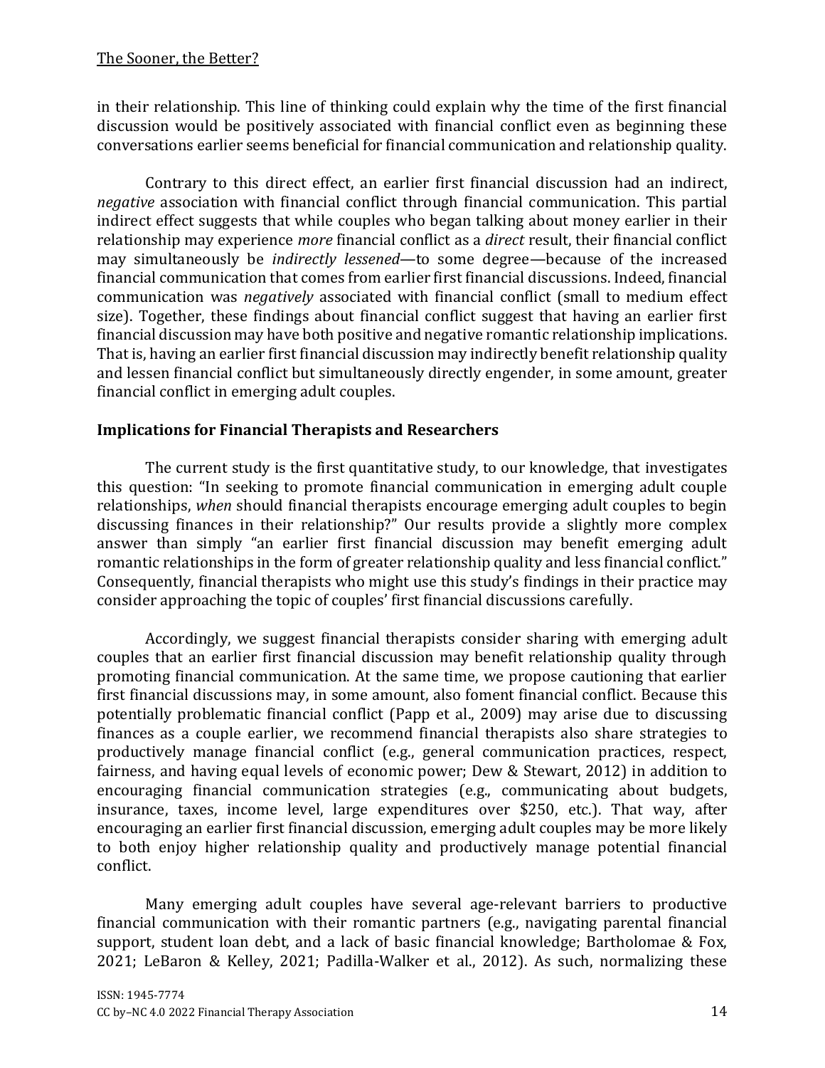in their relationship. This line of thinking could explain why the time of the first financial discussion would be positively associated with financial conflict even as beginning these conversations earlier seems beneficial for financial communication and relationship quality.

Contrary to this direct effect, an earlier first financial discussion had an indirect, *negative* association with financial conflict through financial communication. This partial indirect effect suggests that while couples who began talking about money earlier in their relationship may experience *more* financial conflict as a *direct* result, their financial conflict may simultaneously be *indirectly lessened*—to some degree—because of the increased financial communication that comes from earlier first financial discussions. Indeed, financial communication was *negatively* associated with financial conflict (small to medium effect size). Together, these findings about financial conflict suggest that having an earlier first financial discussion may have both positive and negative romantic relationship implications. That is, having an earlier first financial discussion may indirectly benefit relationship quality and lessen financial conflict but simultaneously directly engender, in some amount, greater financial conflict in emerging adult couples.

### Implications for Financial Therapists and Researchers

The current study is the first quantitative study, to our knowledge, that investigates this question: "In seeking to promote financial communication in emerging adult couple relationships, *when* should financial therapists encourage emerging adult couples to begin discussing finances in their relationship?" Our results provide a slightly more complex answer than simply "an earlier first financial discussion may benefit emerging adult romantic relationships in the form of greater relationship quality and less financial conflict." Consequently, financial therapists who might use this study's findings in their practice may consider approaching the topic of couples' first financial discussions carefully.

Accordingly, we suggest financial therapists consider sharing with emerging adult couples that an earlier first financial discussion may benefit relationship quality through promoting financial communication. At the same time, we propose cautioning that earlier first financial discussions may, in some amount, also foment financial conflict. Because this potentially problematic financial conflict (Papp et al., 2009) may arise due to discussing finances as a couple earlier, we recommend financial therapists also share strategies to productively manage financial conflict (e.g., general communication practices, respect, fairness, and having equal levels of economic power; Dew & Stewart, 2012) in addition to encouraging financial communication strategies (e.g., communicating about budgets, insurance, taxes, income level, large expenditures over $250, etc.). That way, after encouraging an earlier first financial discussion, emerging adult couples may be more likely to both enjoy higher relationship quality and productively manage potential financial conflict.

Many emerging adult couples have several age-relevant barriers to productive financial communication with their romantic partners (e.g., navigating parental financial support, student loan debt, and a lack of basic financial knowledge; Bartholomae & Fox, 2021; LeBaron & Kelley, 2021; Padilla-Walker et al., 2012). As such, normalizing these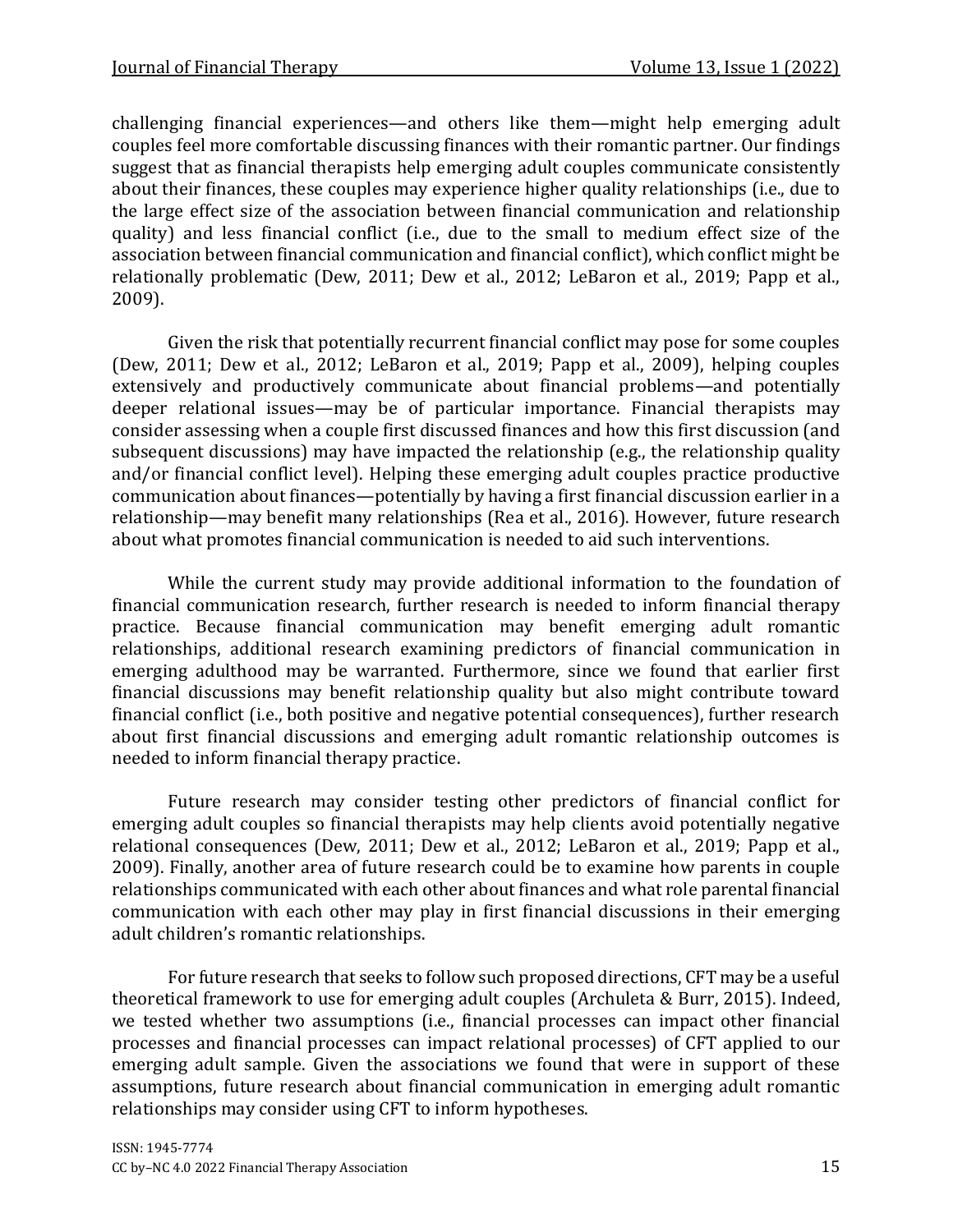challenging financial experiences—and others like them—might help emerging adult couples feel more comfortable discussing finances with their romantic partner. Our findings suggest that as financial therapists help emerging adult couples communicate consistently about their finances, these couples may experience higher quality relationships (i.e., due to the large effect size of the association between financial communication and relationship quality) and less financial conflict (i.e., due to the small to medium effect size of the association between financial communication and financial conflict), which conflict might be relationally problematic (Dew, 2011; Dew et al., 2012; LeBaron et al., 2019; Papp et al., 2009).

Given the risk that potentially recurrent financial conflict may pose for some couples (Dew, 2011; Dew et al., 2012; LeBaron et al., 2019; Papp et al., 2009), helping couples extensively and productively communicate about financial problems—and potentially deeper relational issues—may be of particular importance. Financial therapists may consider assessing when a couple first discussed finances and how this first discussion (and subsequent discussions) may have impacted the relationship (e.g., the relationship quality and/or financial conflict level). Helping these emerging adult couples practice productive communication about finances—potentially by having a first financial discussion earlier in a relationship—may benefit many relationships (Rea et al., 2016). However, future research about what promotes financial communication is needed to aid such interventions.

While the current study may provide additional information to the foundation of financial communication research, further research is needed to inform financial therapy practice. Because financial communication may benefit emerging adult romantic relationships, additional research examining predictors of financial communication in emerging adulthood may be warranted. Furthermore, since we found that earlier first financial discussions may benefit relationship quality but also might contribute toward financial conflict (i.e., both positive and negative potential consequences), further research about first financial discussions and emerging adult romantic relationship outcomes is needed to inform financial therapy practice.

Future research may consider testing other predictors of financial conflict for emerging adult couples so financial therapists may help clients avoid potentially negative relational consequences (Dew, 2011; Dew et al., 2012; LeBaron et al., 2019; Papp et al., 2009). Finally, another area of future research could be to examine how parents in couple relationships communicated with each other about finances and what role parental financial communication with each other may play in first financial discussions in their emerging adult children's romantic relationships.

For future research that seeks to follow such proposed directions, CFT may be a useful theoretical framework to use for emerging adult couples (Archuleta & Burr, 2015). Indeed, we tested whether two assumptions (i.e., financial processes can impact other financial processes and financial processes can impact relational processes) of CFT applied to our emerging adult sample. Given the associations we found that were in support of these assumptions, future research about financial communication in emerging adult romantic relationships may consider using CFT to inform hypotheses.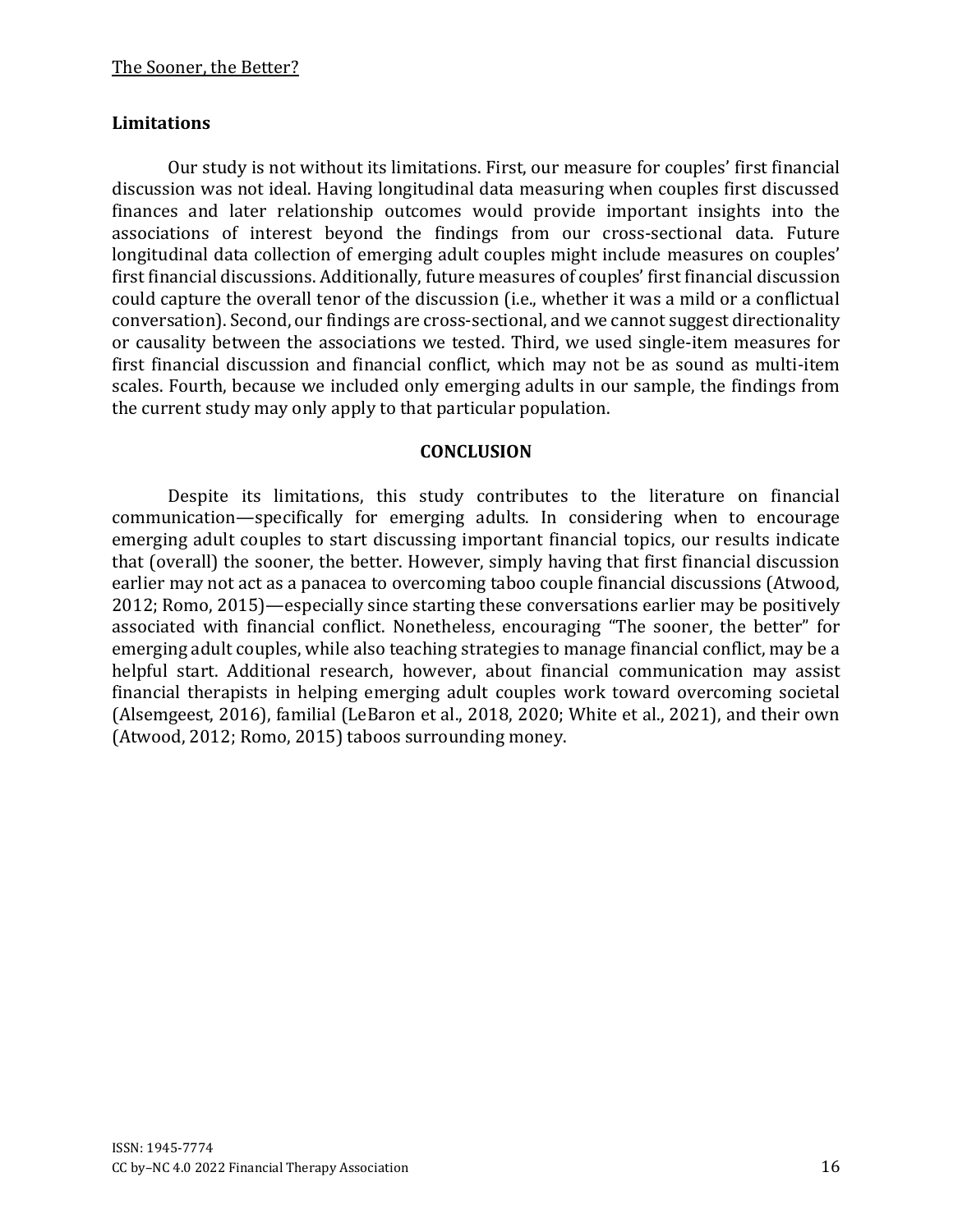## Limitations

Our study is not without its limitations. First, our measure for couples' first financial discussion was not ideal. Having longitudinal data measuring when couples first discussed finances and later relationship outcomes would provide important insights into the associations of interest beyond the findings from our cross-sectional data. Future longitudinal data collection of emerging adult couples might include measures on couples' first financial discussions. Additionally, future measures of couples' first financial discussion could capture the overall tenor of the discussion (i.e., whether it was a mild or a conflictual conversation). Second, our findings are cross-sectional, and we cannot suggest directionality or causality between the associations we tested. Third, we used single-item measures for first financial discussion and financial conflict, which may not be as sound as multi-item scales. Fourth, because we included only emerging adults in our sample, the findings from the current study may only apply to that particular population.

## CONCLUSION

Despite its limitations, this study contributes to the literature on financial communication—specifically for emerging adults. In considering when to encourage emerging adult couples to start discussing important financial topics, our results indicate that (overall) the sooner, the better. However, simply having that first financial discussion earlier may not act as a panacea to overcoming taboo couple financial discussions (Atwood, 2012; Romo, 2015)—especially since starting these conversations earlier may be positively associated with financial conflict. Nonetheless, encouraging "The sooner, the better" for emerging adult couples, while also teaching strategies to manage financial conflict, may be a helpful start. Additional research, however, about financial communication may assist financial therapists in helping emerging adult couples work toward overcoming societal (Alsemgeest, 2016), familial (LeBaron et al., 2018, 2020; White et al., 2021), and their own (Atwood, 2012; Romo, 2015) taboos surrounding money.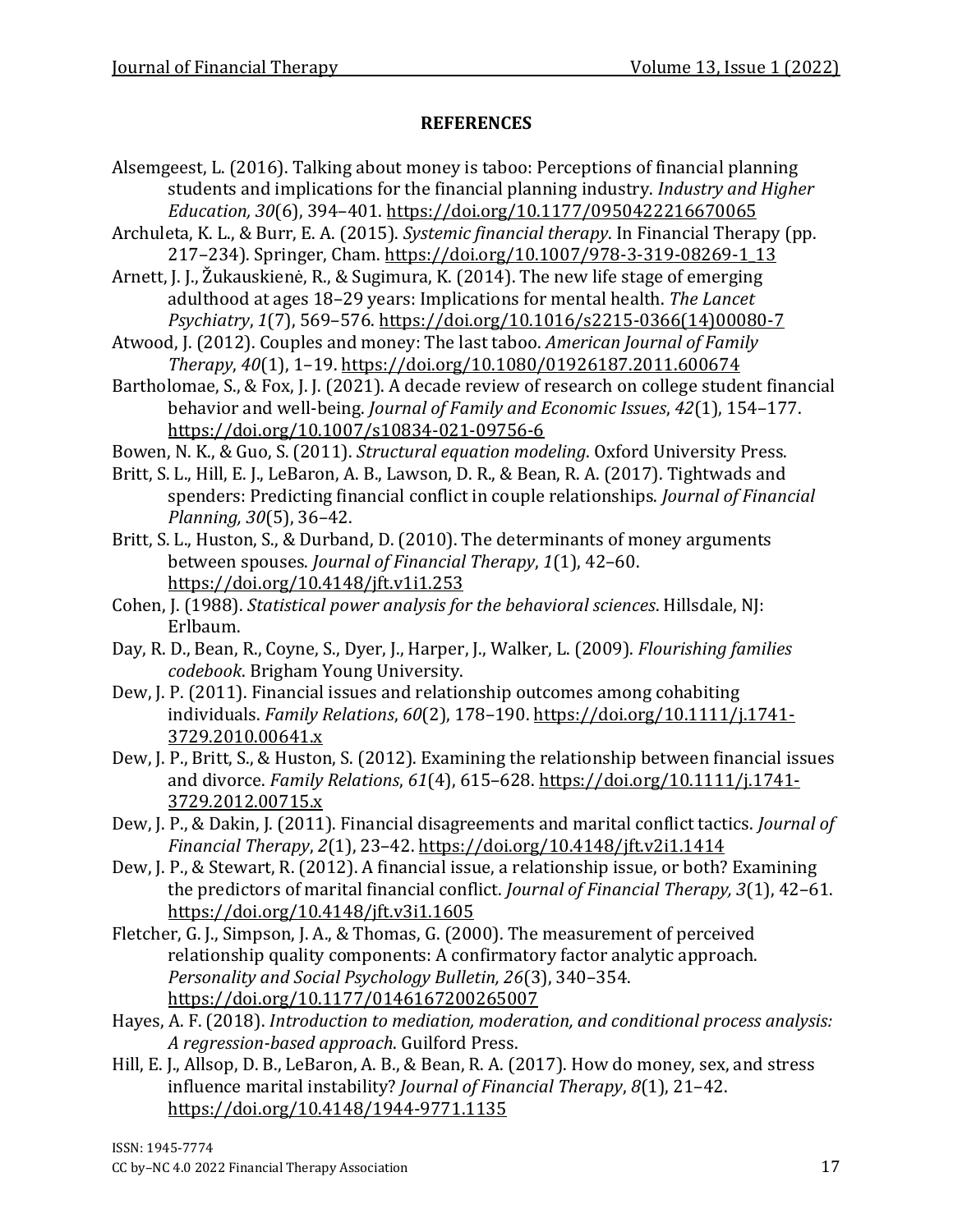## REFERENCES

Alsemgeest, L. (2016). Talking about money is taboo: Perceptions of financial planning students and implications for the financial planning industry. *Industry and Higher Education, 30*(6), 394–401. https://doi.org/10.1177/0950422216670065

Archuleta, K. L., & Burr, E. A. (2015). *Systemic financial therapy*. In Financial Therapy (pp. 217–234). Springer, Cham. https://doi.org/10.1007/978-3-319-08269-1_13

Arnett, J. J., Žukauskienė, R., & Sugimura, K. (2014). The new life stage of emerging adulthood at ages 18–29 years: Implications for mental health. *The Lancet Psychiatry*, *1*(7), 569–576. https://doi.org/10.1016/s2215-0366(14)00080-7

Atwood, J. (2012). Couples and money: The last taboo. *American Journal of Family Therapy*, *40*(1), 1–19. https://doi.org/10.1080/01926187.2011.600674

Bartholomae, S., & Fox, J. J. (2021). A decade review of research on college student financial behavior and well-being. *Journal of Family and Economic Issues*, *42*(1), 154–177. https://doi.org/10.1007/s10834-021-09756-6

Bowen, N. K., & Guo, S. (2011). *Structural equation modeling*. Oxford University Press.

Britt, S. L., Hill, E. J., LeBaron, A. B., Lawson, D. R., & Bean, R. A. (2017). Tightwads and spenders: Predicting financial conflict in couple relationships. *Journal of Financial Planning, 30*(5), 36–42.

Britt, S. L., Huston, S., & Durband, D. (2010). The determinants of money arguments between spouses. *Journal of Financial Therapy*, *1*(1), 42–60. https://doi.org/10.4148/jft.v1i1.253

Cohen, J. (1988). *Statistical power analysis for the behavioral sciences*. Hillsdale, NJ: Erlbaum.

Day, R. D., Bean, R., Coyne, S., Dyer, J., Harper, J., Walker, L. (2009). *Flourishing families codebook*. Brigham Young University.

Dew, J. P. (2011). Financial issues and relationship outcomes among cohabiting individuals. *Family Relations*, *60*(2), 178–190. https://doi.org/10.1111/j.1741-3729.2010.00641.x

Dew, J. P., Britt, S., & Huston, S. (2012). Examining the relationship between financial issues and divorce. *Family Relations*, *61*(4), 615–628. https://doi.org/10.1111/j.1741-3729.2012.00715.x

Dew, J. P., & Dakin, J. (2011). Financial disagreements and marital conflict tactics. *Journal of Financial Therapy*, *2*(1), 23–42. https://doi.org/10.4148/jft.v2i1.1414

Dew, J. P., & Stewart, R. (2012). A financial issue, a relationship issue, or both? Examining the predictors of marital financial conflict. *Journal of Financial Therapy, 3*(1), 42–61. https://doi.org/10.4148/jft.v3i1.1605

Fletcher, G. J., Simpson, J. A., & Thomas, G. (2000). The measurement of perceived relationship quality components: A confirmatory factor analytic approach. *Personality and Social Psychology Bulletin, 26*(3), 340–354. https://doi.org/10.1177/0146167200265007

Hayes, A. F. (2018). *Introduction to mediation, moderation, and conditional process analysis: A regression-based approach*. Guilford Press.

Hill, E. J., Allsop, D. B., LeBaron, A. B., & Bean, R. A. (2017). How do money, sex, and stress influence marital instability? *Journal of Financial Therapy*, *8*(1), 21–42. https://doi.org/10.4148/1944-9771.1135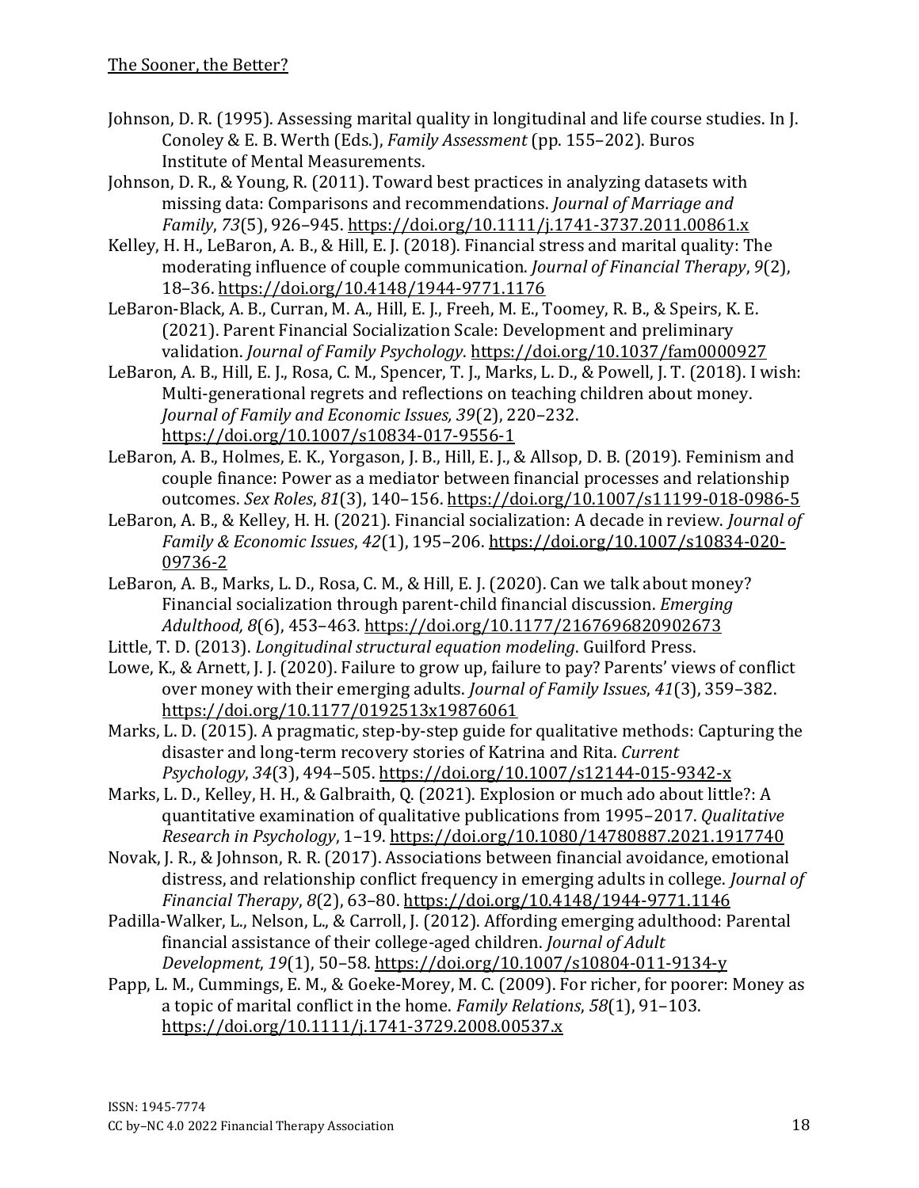Johnson, D. R. (1995). Assessing marital quality in longitudinal and life course studies. In J. Conoley & E. B. Werth (Eds.), *Family Assessment* (pp. 155–202). Buros Institute of Mental Measurements.

Johnson, D. R., & Young, R. (2011). Toward best practices in analyzing datasets with missing data: Comparisons and recommendations. *Journal of Marriage and Family*, *73*(5), 926–945. https://doi.org/10.1111/j.1741-3737.2011.00861.x

Kelley, H. H., LeBaron, A. B., & Hill, E. J. (2018). Financial stress and marital quality: The moderating influence of couple communication. *Journal of Financial Therapy*, *9*(2), 18–36. https://doi.org/10.4148/1944-9771.1176

LeBaron-Black, A. B., Curran, M. A., Hill, E. J., Freeh, M. E., Toomey, R. B., & Speirs, K. E. (2021). Parent Financial Socialization Scale: Development and preliminary validation. *Journal of Family Psychology*. https://doi.org/10.1037/fam0000927

LeBaron, A. B., Hill, E. J., Rosa, C. M., Spencer, T. J., Marks, L. D., & Powell, J. T. (2018). I wish: Multi-generational regrets and reflections on teaching children about money. *Journal of Family and Economic Issues, 39*(2), 220–232. https://doi.org/10.1007/s10834-017-9556-1

LeBaron, A. B., Holmes, E. K., Yorgason, J. B., Hill, E. J., & Allsop, D. B. (2019). Feminism and couple finance: Power as a mediator between financial processes and relationship outcomes. *Sex Roles*, *81*(3), 140–156. https://doi.org/10.1007/s11199-018-0986-5

LeBaron, A. B., & Kelley, H. H. (2021). Financial socialization: A decade in review. *Journal of Family & Economic Issues*, *42*(1), 195–206. https://doi.org/10.1007/s10834-020-09736-2

LeBaron, A. B., Marks, L. D., Rosa, C. M., & Hill, E. J. (2020). Can we talk about money? Financial socialization through parent-child financial discussion. *Emerging Adulthood, 8*(6), 453–463. https://doi.org/10.1177/2167696820902673

Little, T. D. (2013). *Longitudinal structural equation modeling*. Guilford Press.

Lowe, K., & Arnett, J. J. (2020). Failure to grow up, failure to pay? Parents' views of conflict over money with their emerging adults. *Journal of Family Issues*, *41*(3), 359–382. https://doi.org/10.1177/0192513x19876061

Marks, L. D. (2015). A pragmatic, step-by-step guide for qualitative methods: Capturing the disaster and long-term recovery stories of Katrina and Rita. *Current Psychology*, *34*(3), 494–505. https://doi.org/10.1007/s12144-015-9342-x

Marks, L. D., Kelley, H. H., & Galbraith, Q. (2021). Explosion or much ado about little?: A quantitative examination of qualitative publications from 1995–2017. *Qualitative Research in Psychology*, 1–19. https://doi.org/10.1080/14780887.2021.1917740

Novak, J. R., & Johnson, R. R. (2017). Associations between financial avoidance, emotional distress, and relationship conflict frequency in emerging adults in college. *Journal of Financial Therapy*, *8*(2), 63–80. https://doi.org/10.4148/1944-9771.1146

Padilla-Walker, L., Nelson, L., & Carroll, J. (2012). Affording emerging adulthood: Parental financial assistance of their college-aged children. *Journal of Adult Development*, *19*(1), 50–58. https://doi.org/10.1007/s10804-011-9134-y

Papp, L. M., Cummings, E. M., & Goeke-Morey, M. C. (2009). For richer, for poorer: Money as a topic of marital conflict in the home. *Family Relations*, *58*(1), 91–103. https://doi.org/10.1111/j.1741-3729.2008.00537.x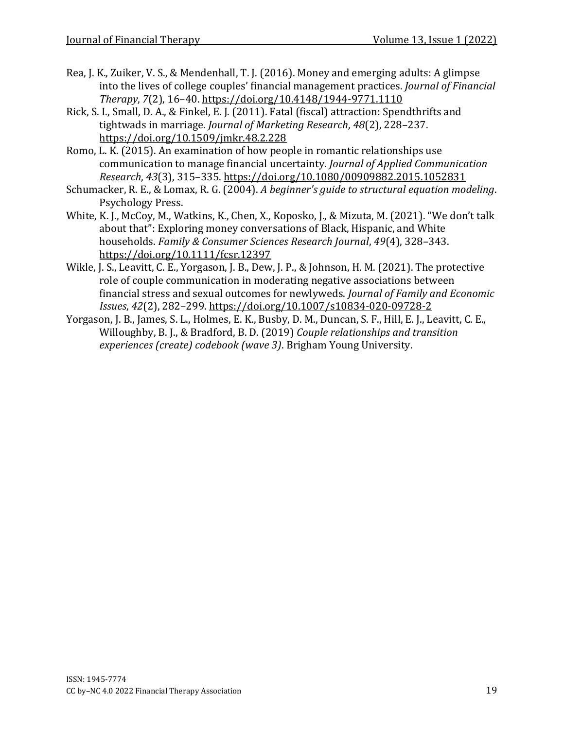Rea, J. K., Zuiker, V. S., & Mendenhall, T. J. (2016). Money and emerging adults: A glimpse into the lives of college couples' financial management practices. *Journal of Financial Therapy*, *7*(2), 16–40. https://doi.org/10.4148/1944-9771.1110

Rick, S. I., Small, D. A., & Finkel, E. J. (2011). Fatal (fiscal) attraction: Spendthrifts and tightwads in marriage. *Journal of Marketing Research*, *48*(2), 228–237. https://doi.org/10.1509/jmkr.48.2.228

Romo, L. K. (2015). An examination of how people in romantic relationships use communication to manage financial uncertainty. *Journal of Applied Communication Research*, *43*(3), 315–335. https://doi.org/10.1080/00909882.2015.1052831

Schumacker, R. E., & Lomax, R. G. (2004). *A beginner's guide to structural equation modeling*. Psychology Press.

White, K. J., McCoy, M., Watkins, K., Chen, X., Koposko, J., & Mizuta, M. (2021). "We don't talk about that": Exploring money conversations of Black, Hispanic, and White households. *Family & Consumer Sciences Research Journal*, *49*(4), 328–343. https://doi.org/10.1111/fcsr.12397

Wikle, J. S., Leavitt, C. E., Yorgason, J. B., Dew, J. P., & Johnson, H. M. (2021). The protective role of couple communication in moderating negative associations between financial stress and sexual outcomes for newlyweds. *Journal of Family and Economic Issues*, *42*(2), 282–299. https://doi.org/10.1007/s10834-020-09728-2

Yorgason, J. B., James, S. L., Holmes, E. K., Busby, D. M., Duncan, S. F., Hill, E. J., Leavitt, C. E., Willoughby, B. J., & Bradford, B. D. (2019) *Couple relationships and transition experiences (create) codebook (wave 3)*. Brigham Young University.